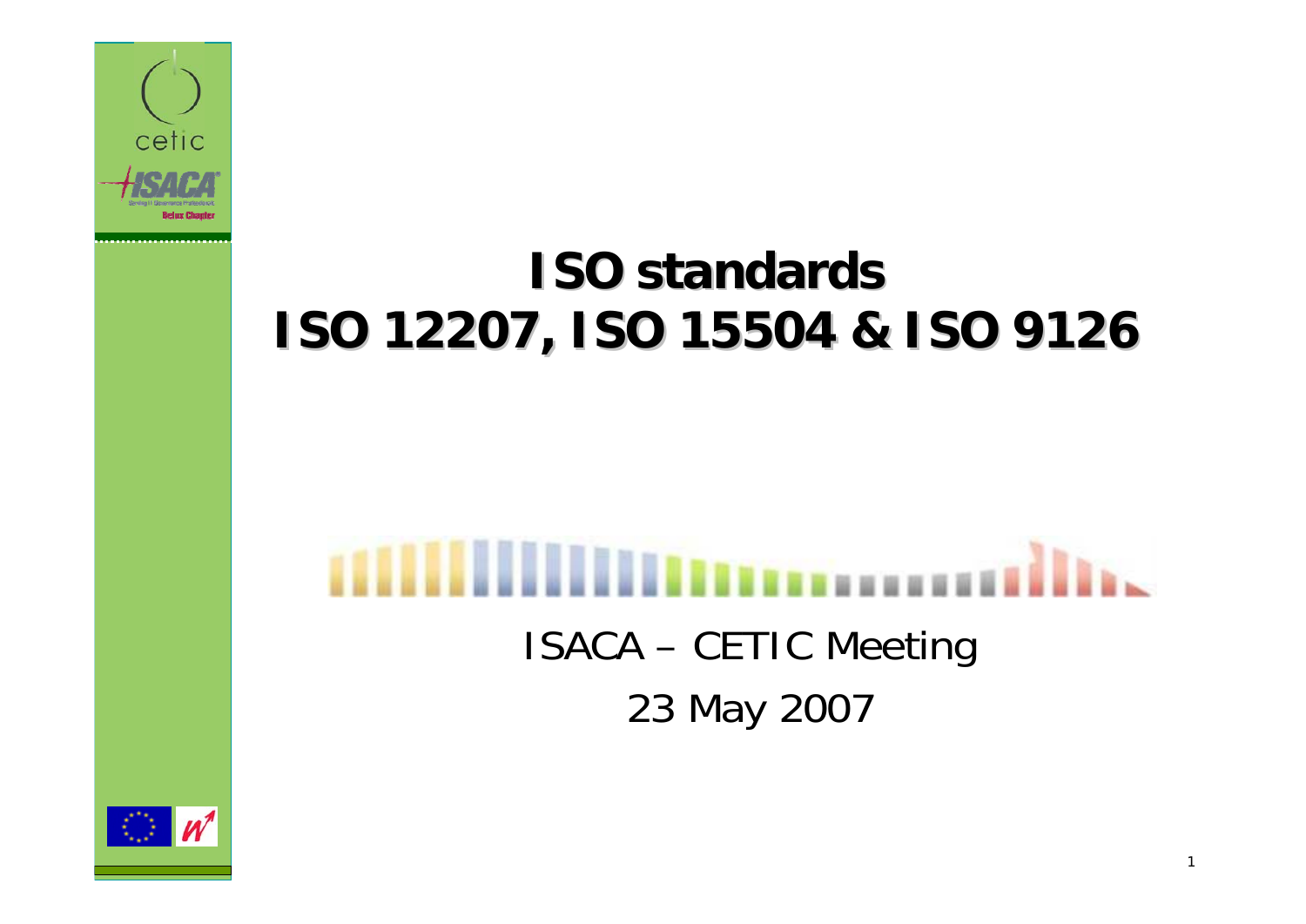# ISO standards
# ISO 12207, ISO 15504 & ISO 9126

ISACA – CETIC Meeting

23 May 2007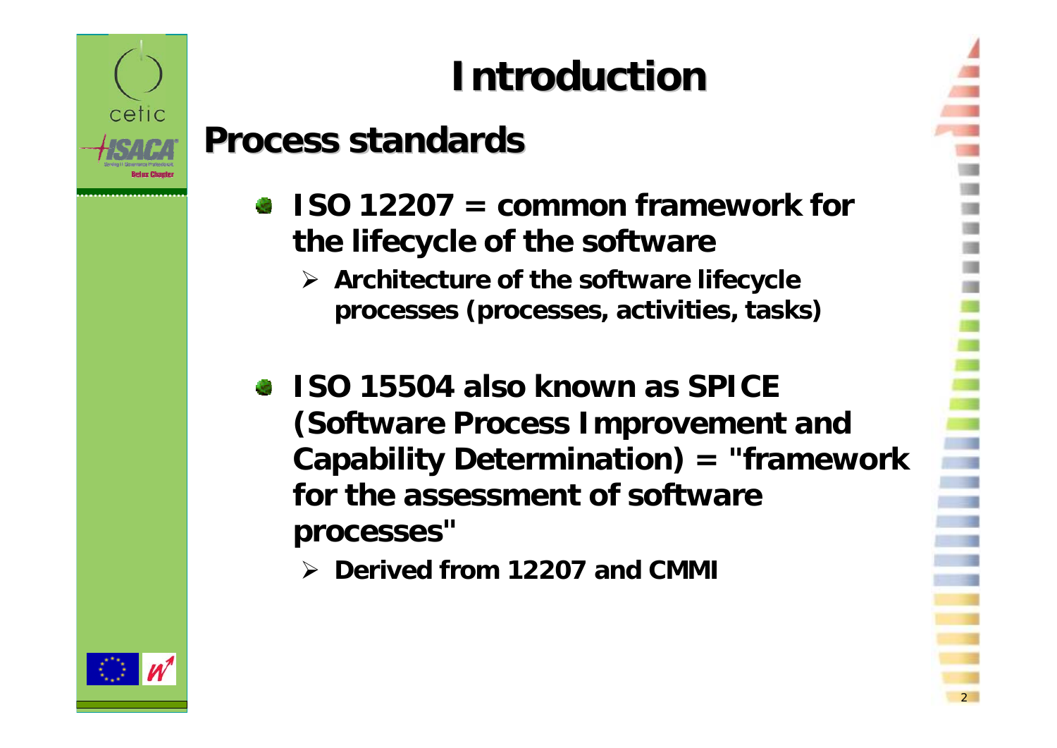# Introduction

## Process standards

- **ISO 12207 = common framework for the lifecycle of the software**
  - **Architecture of the software lifecycle processes (processes, activities, tasks)**
- **ISO 15504 also known as SPICE (Software Process Improvement and Capability Determination) = "framework for the assessment of software processes"**
  - **Derived from 12207 and CMMI**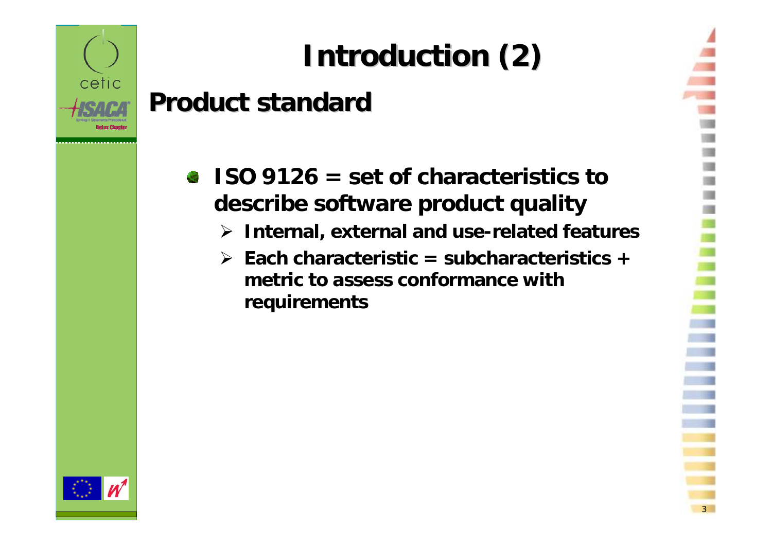# Introduction (2)

## Product standard

- ISO 9126 = set of characteristics to describe software product quality
  - Internal, external and use-related features
  - Each characteristic = subcharacteristics + metric to assess conformance with requirements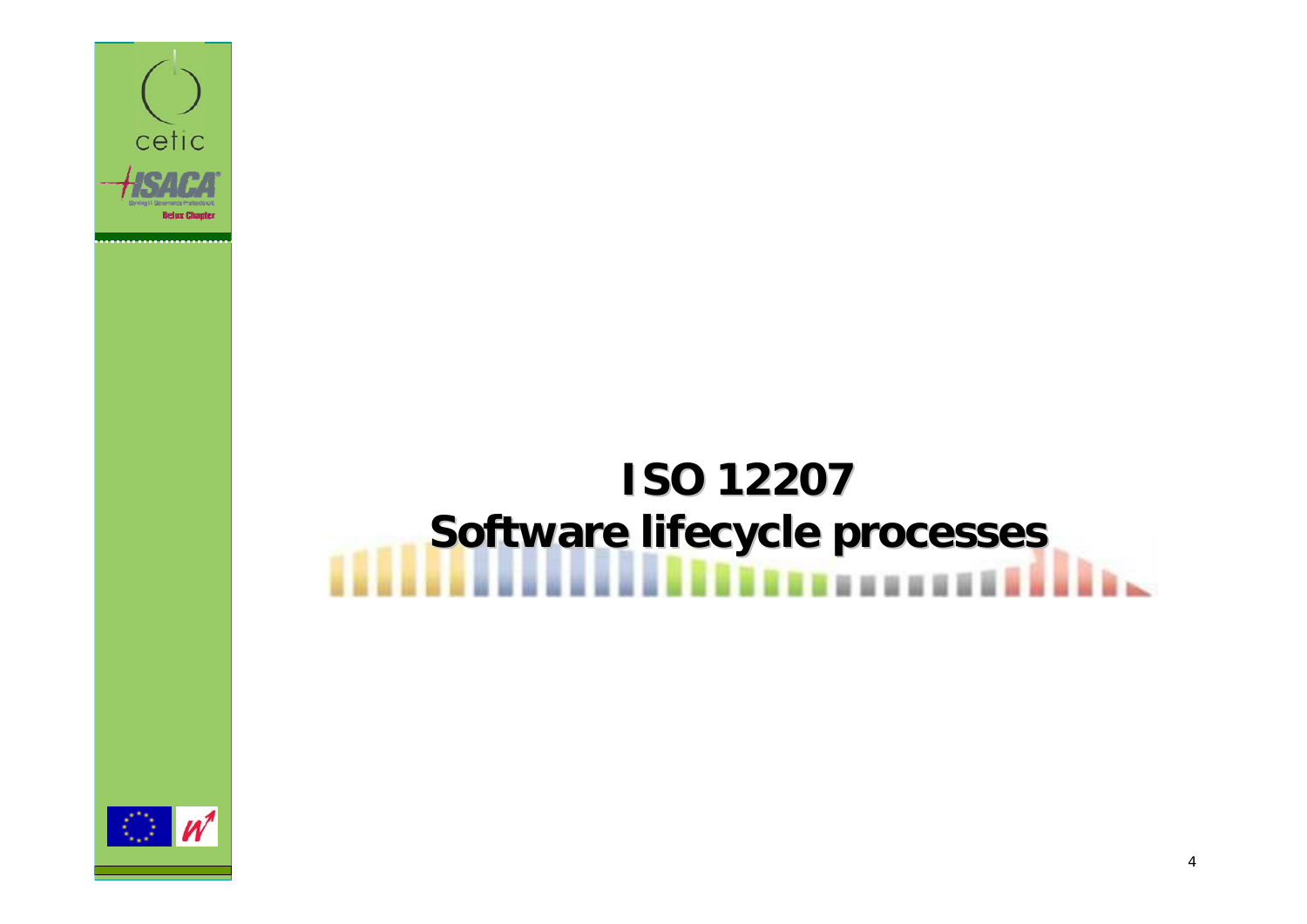# ISO 12207
# Software lifecycle processes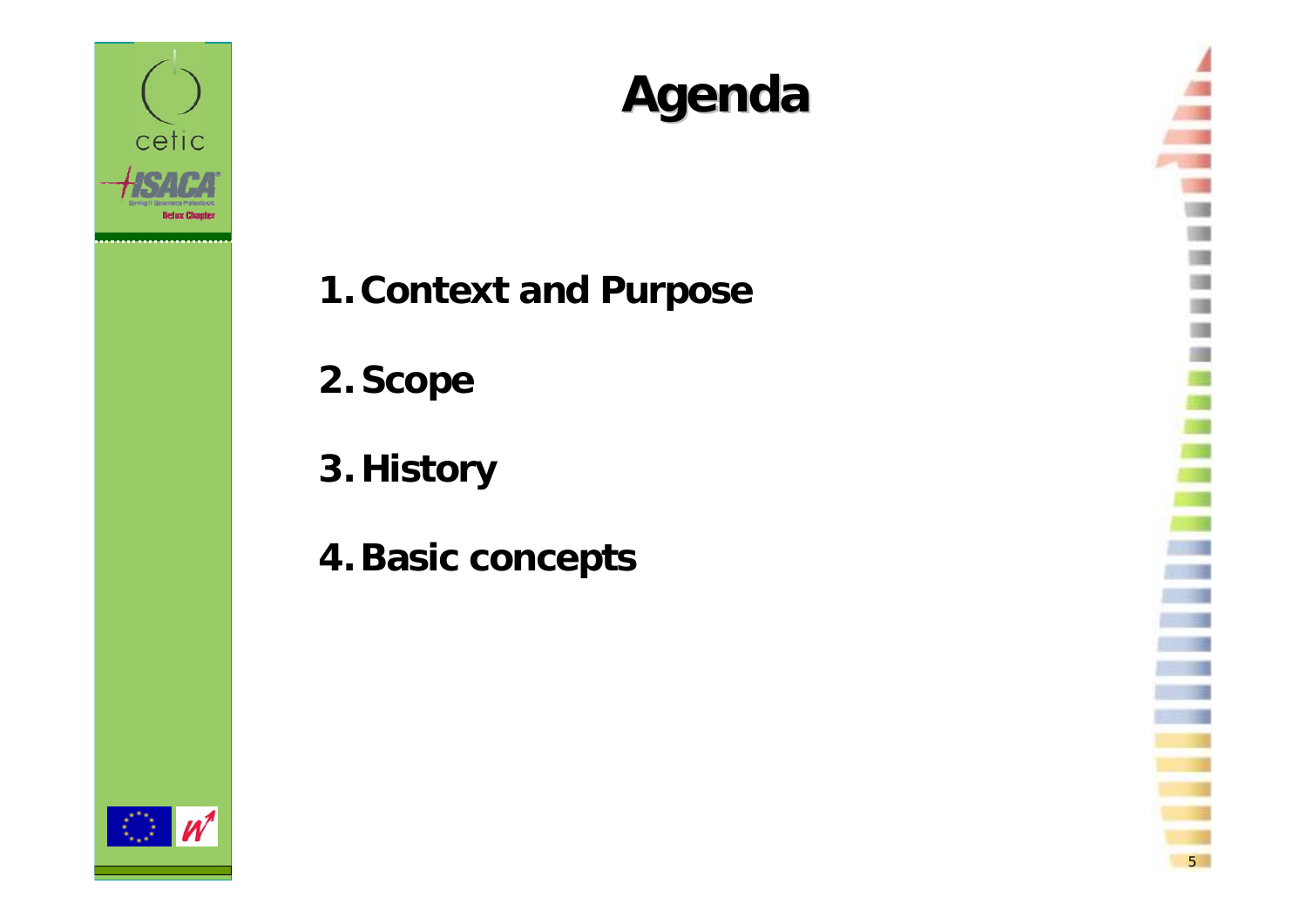# Agenda

1. **Context and Purpose**
2. **Scope**
3. **History**
4. **Basic concepts**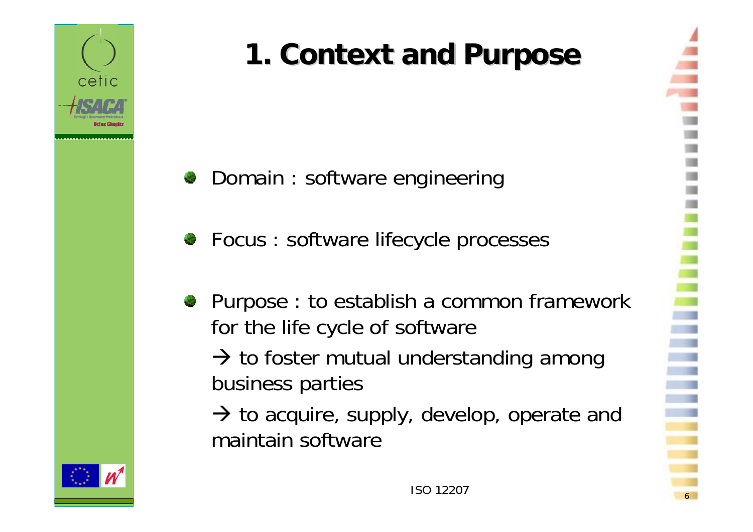# 1. Context and Purpose

- Domain : software engineering
- Focus : software lifecycle processes
- Purpose : to establish a common framework for the life cycle of software

  → to foster mutual understanding among business parties

  → to acquire, supply, develop, operate and maintain software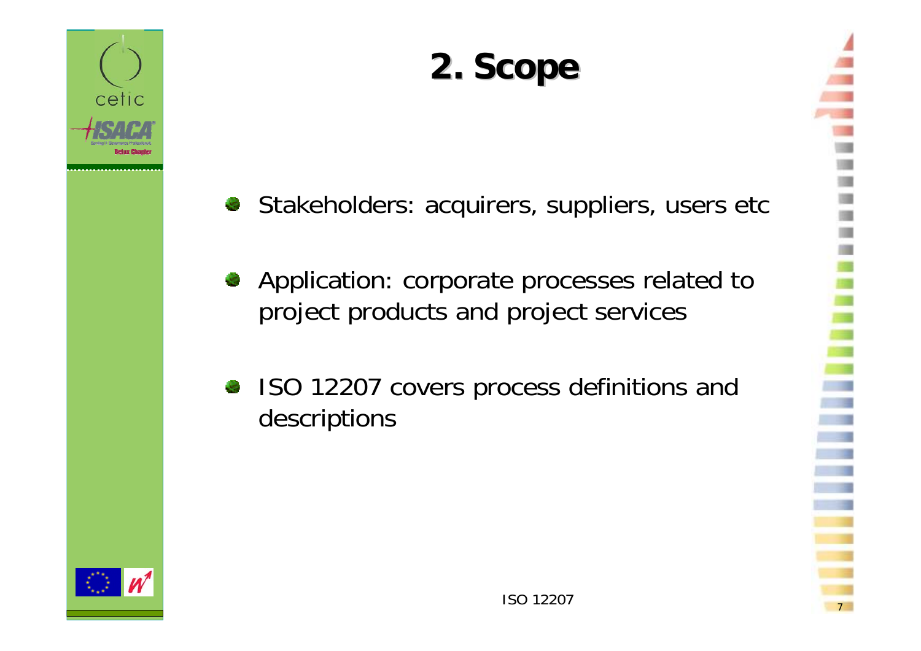# 2. Scope

- Stakeholders: acquirers, suppliers, users etc
- Application: corporate processes related to project products and project services
- ISO 12207 covers process definitions and descriptions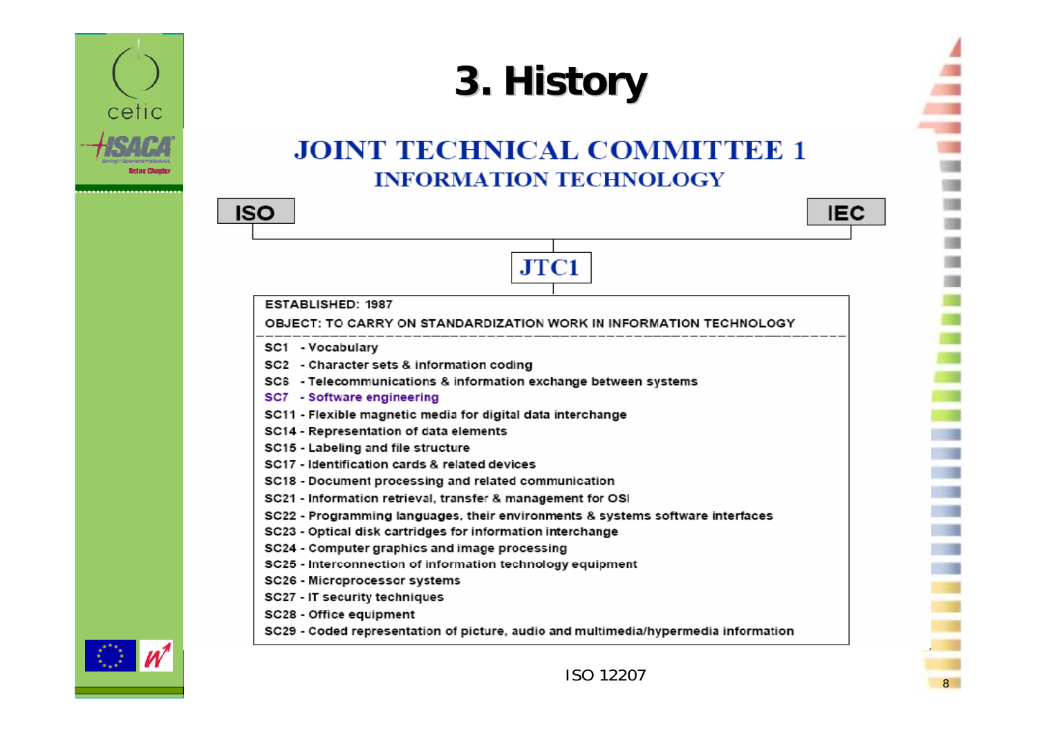# 3. History

## JOINT TECHNICAL COMMITTEE 1
### INFORMATION TECHNOLOGY

ISO — IEC

JTC1

ESTABLISHED: 1987

OBJECT: TO CARRY ON STANDARDIZATION WORK IN INFORMATION TECHNOLOGY

- SC1 - Vocabulary
- SC2 - Character sets & information coding
- SC6 - Telecommunications & information exchange between systems
- SC7 - Software engineering
- SC11 - Flexible magnetic media for digital data interchange
- SC14 - Representation of data elements
- SC15 - Labeling and file structure
- SC17 - Identification cards & related devices
- SC18 - Document processing and related communication
- SC21 - Information retrieval, transfer & management for OSI
- SC22 - Programming languages, their environments & systems software interfaces
- SC23 - Optical disk cartridges for information interchange
- SC24 - Computer graphics and image processing
- SC25 - Interconnection of information technology equipment
- SC26 - Microprocessor systems
- SC27 - IT security techniques
- SC28 - Office equipment
- SC29 - Coded representation of picture, audio and multimedia/hypermedia information

ISO 12207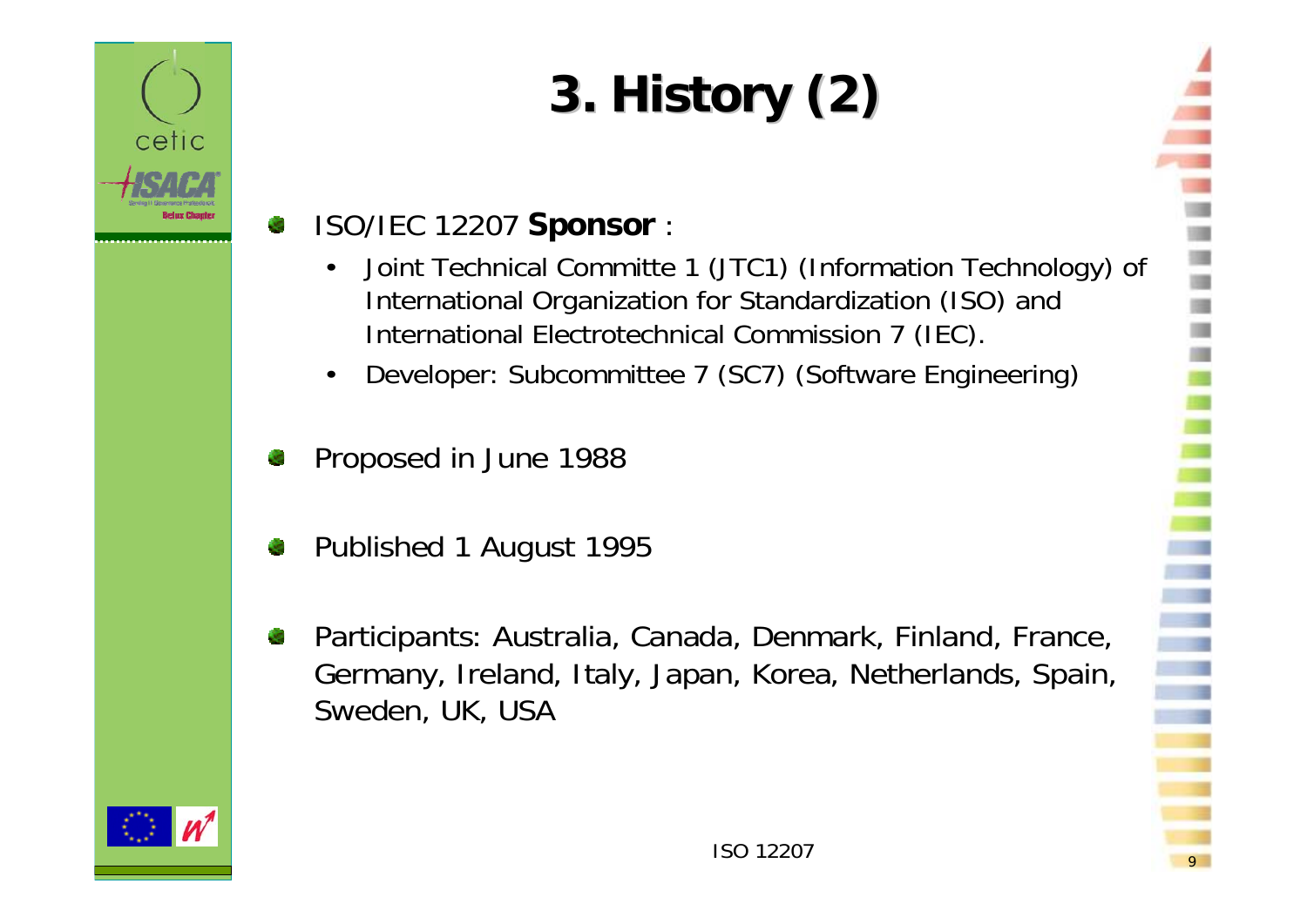# 3. History (2)

- ISO/IEC 12207 **Sponsor** :
  - Joint Technical Committe 1 (JTC1) (Information Technology) of International Organization for Standardization (ISO) and International Electrotechnical Commission 7 (IEC).
  - Developer: Subcommittee 7 (SC7) (Software Engineering)
- Proposed in June 1988
- Published 1 August 1995
- Participants: Australia, Canada, Denmark, Finland, France, Germany, Ireland, Italy, Japan, Korea, Netherlands, Spain, Sweden, UK, USA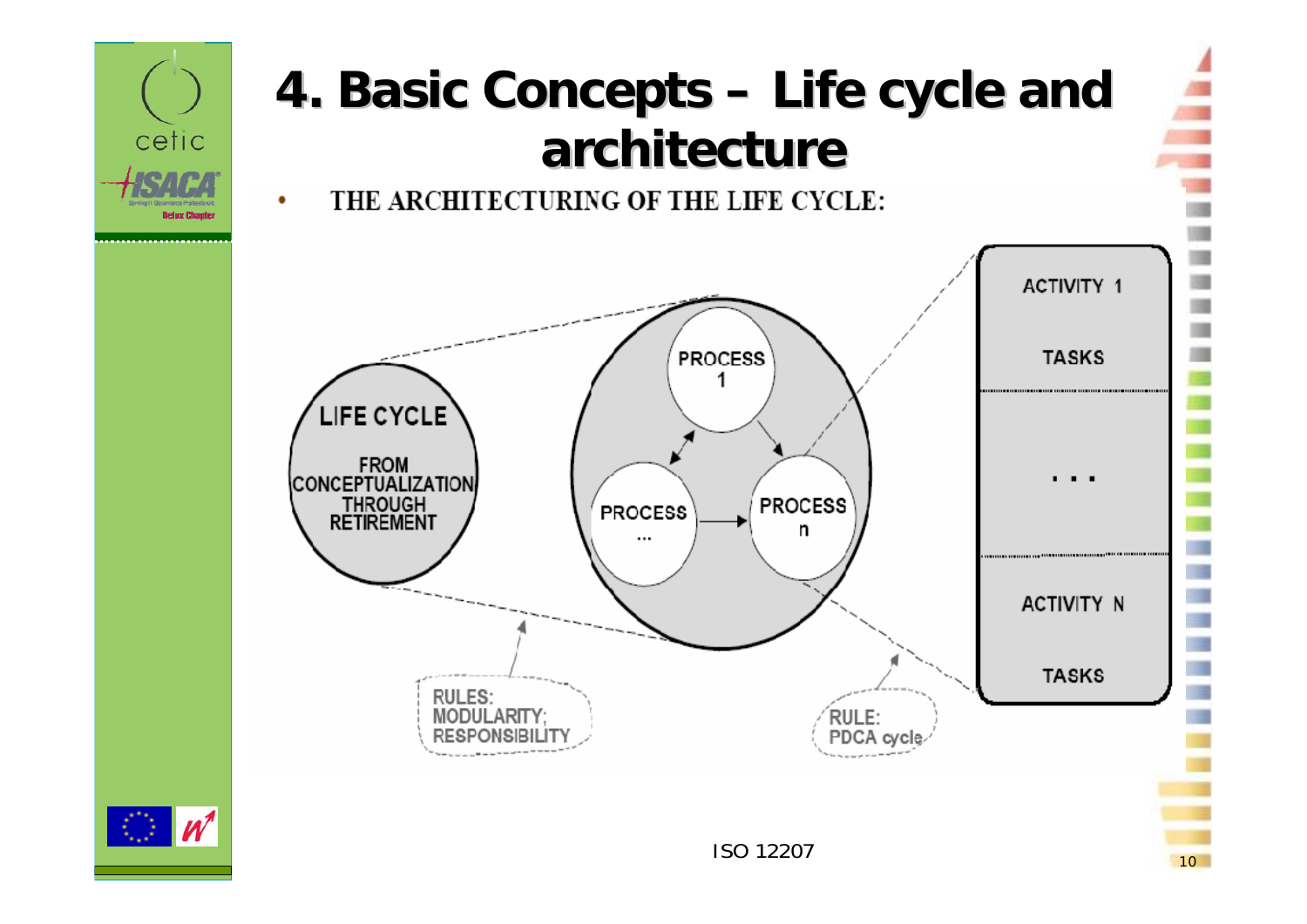# 4. Basic Concepts – Life cycle and architecture

- THE ARCHITECTURING OF THE LIFE CYCLE:

LIFE CYCLE

FROM CONCEPTUALIZATION THROUGH RETIREMENT

PROCESS 1

PROCESS ...

PROCESS n

ACTIVITY 1

TASKS

. . .

ACTIVITY N

TASKS

RULES: MODULARITY; RESPONSIBILITY

RULE: PDCA cycle

ISO 12207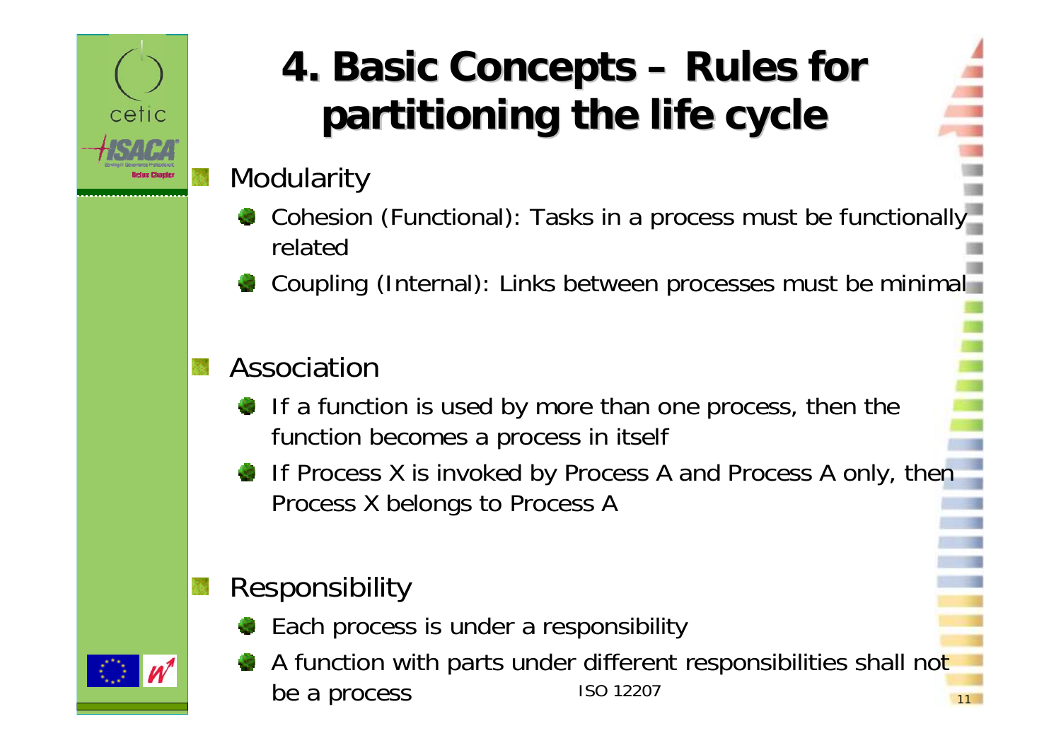# 4. Basic Concepts – Rules for partitioning the life cycle

- Modularity
  - Cohesion (Functional): Tasks in a process must be functionally related
  - Coupling (Internal): Links between processes must be minimal
- Association
  - If a function is used by more than one process, then the function becomes a process in itself
  - If Process X is invoked by Process A and Process A only, then Process X belongs to Process A
- Responsibility
  - Each process is under a responsibility
  - A function with parts under different responsibilities shall not be a process

ISO 12207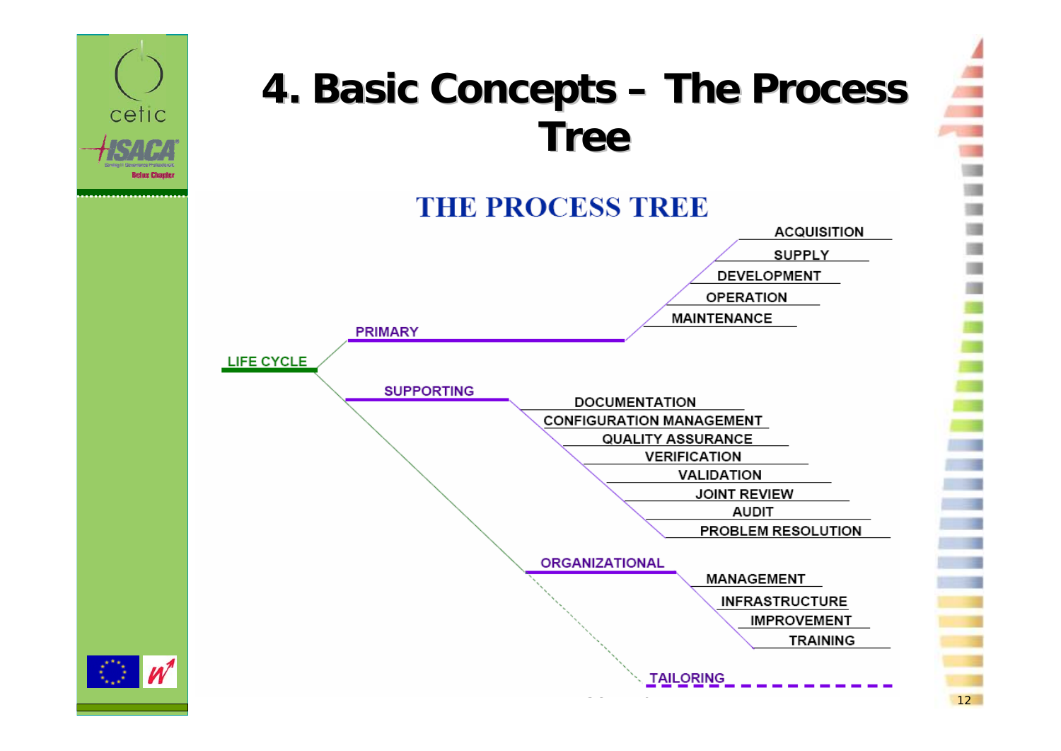# 4. Basic Concepts – The Process Tree

## THE PROCESS TREE

- LIFE CYCLE
  - PRIMARY
    - ACQUISITION
    - SUPPLY
    - DEVELOPMENT
    - OPERATION
    - MAINTENANCE
  - SUPPORTING
    - DOCUMENTATION
    - CONFIGURATION MANAGEMENT
    - QUALITY ASSURANCE
    - VERIFICATION
    - VALIDATION
    - JOINT REVIEW
    - AUDIT
    - PROBLEM RESOLUTION
  - ORGANIZATIONAL
    - MANAGEMENT
    - INFRASTRUCTURE
    - IMPROVEMENT
    - TRAINING
  - TAILORING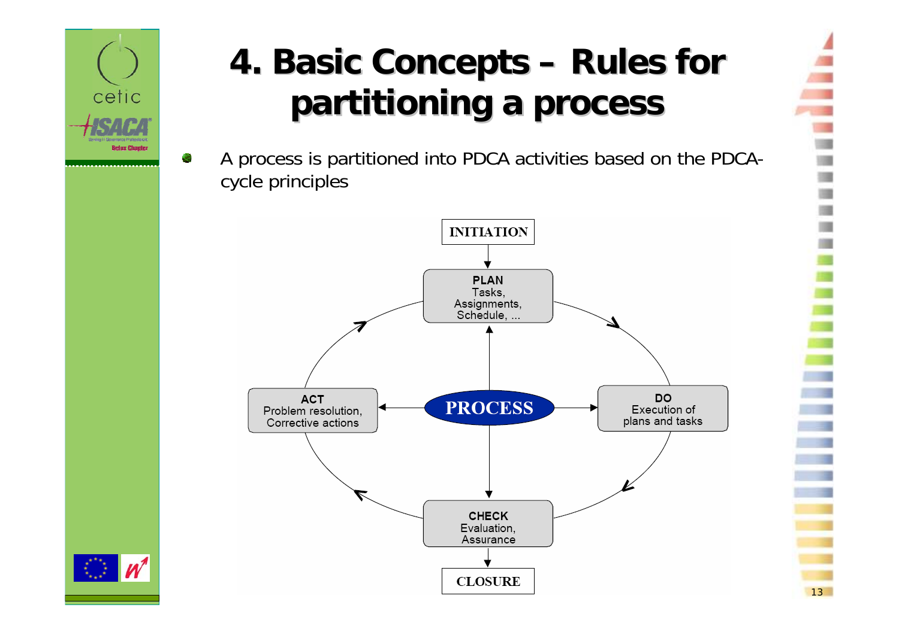# 4. Basic Concepts – Rules for partitioning a process

- A process is partitioned into PDCA activities based on the PDCA-cycle principles

INITIATION

PLAN
Tasks,
Assignments,
Schedule, ...

DO
Execution of
plans and tasks

PROCESS

ACT
Problem resolution,
Corrective actions

CHECK
Evaluation,
Assurance

CLOSURE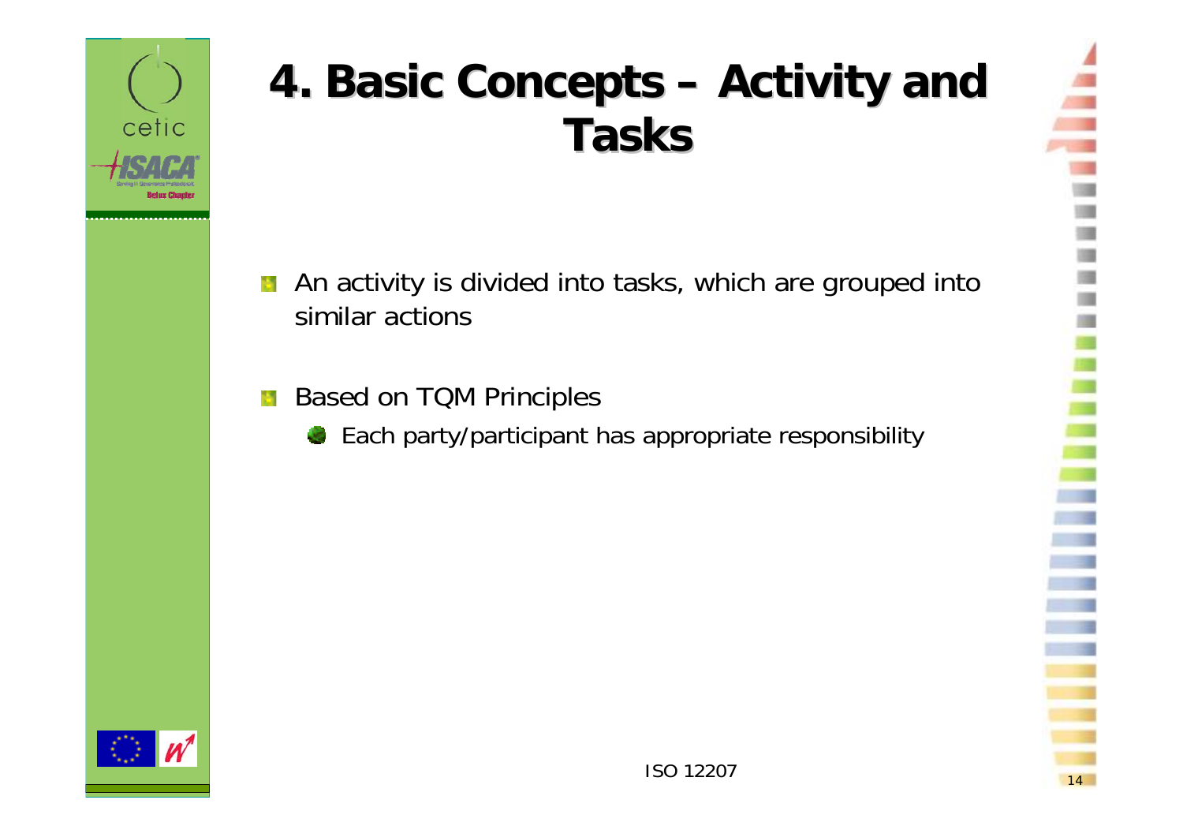# 4. Basic Concepts – Activity and Tasks

- An activity is divided into tasks, which are grouped into similar actions
- Based on TQM Principles
  - Each party/participant has appropriate responsibility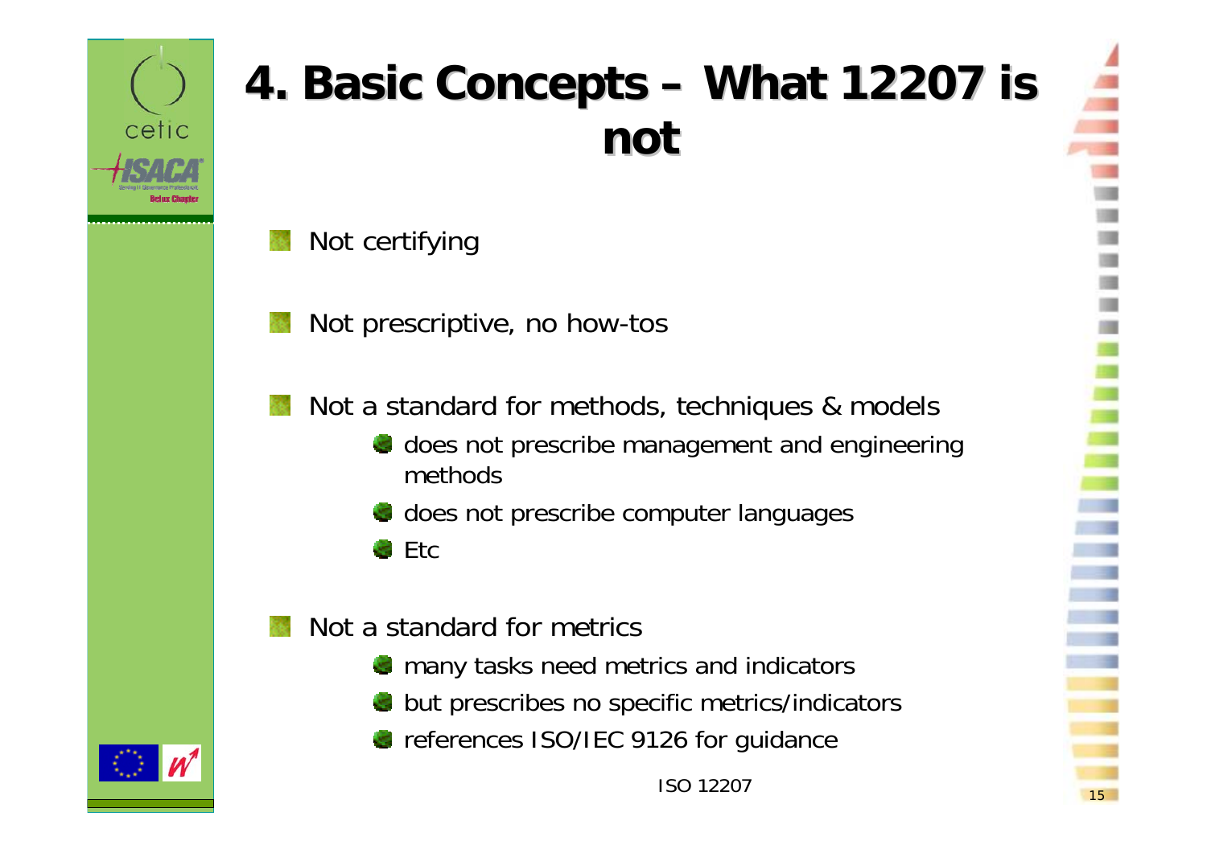# 4. Basic Concepts – What 12207 is not

- Not certifying
- Not prescriptive, no how-tos
- Not a standard for methods, techniques & models
  - does not prescribe management and engineering methods
  - does not prescribe computer languages
  - Etc
- Not a standard for metrics
  - many tasks need metrics and indicators
  - but prescribes no specific metrics/indicators
  - references ISO/IEC 9126 for guidance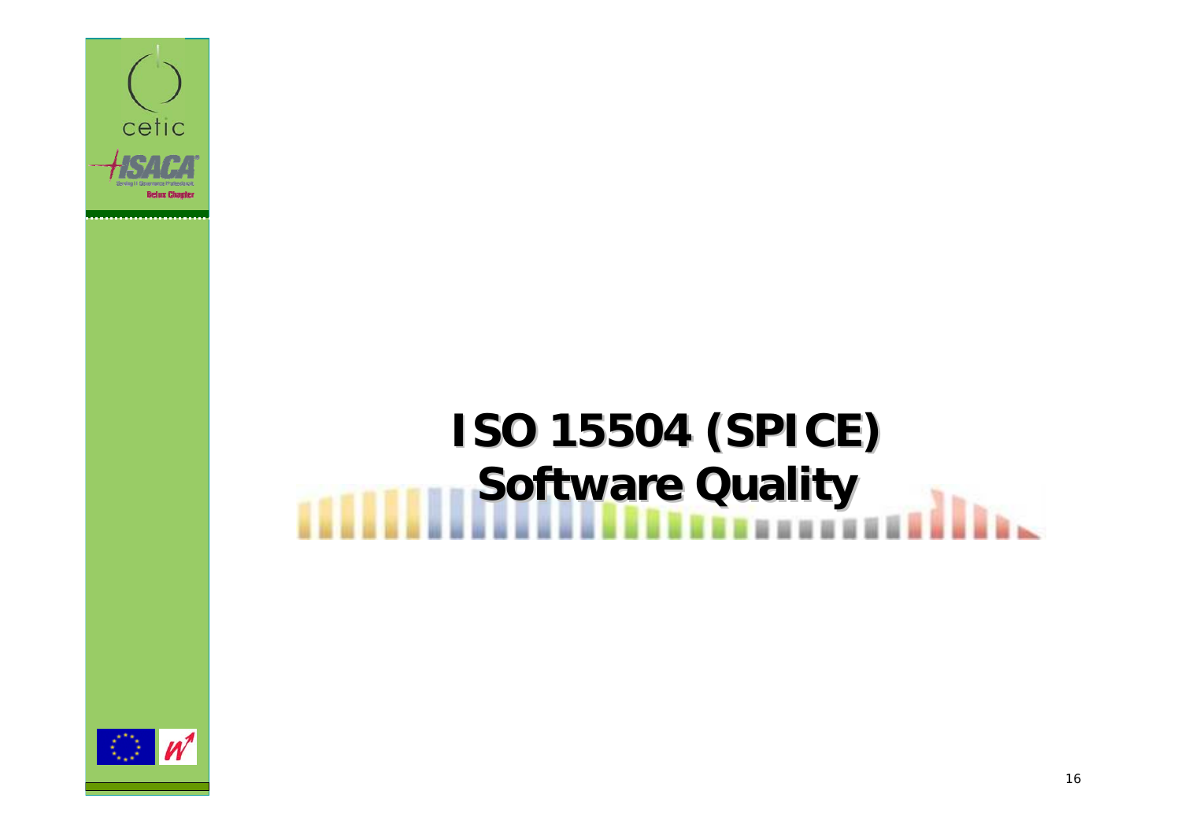# ISO 15504 (SPICE)
# Software Quality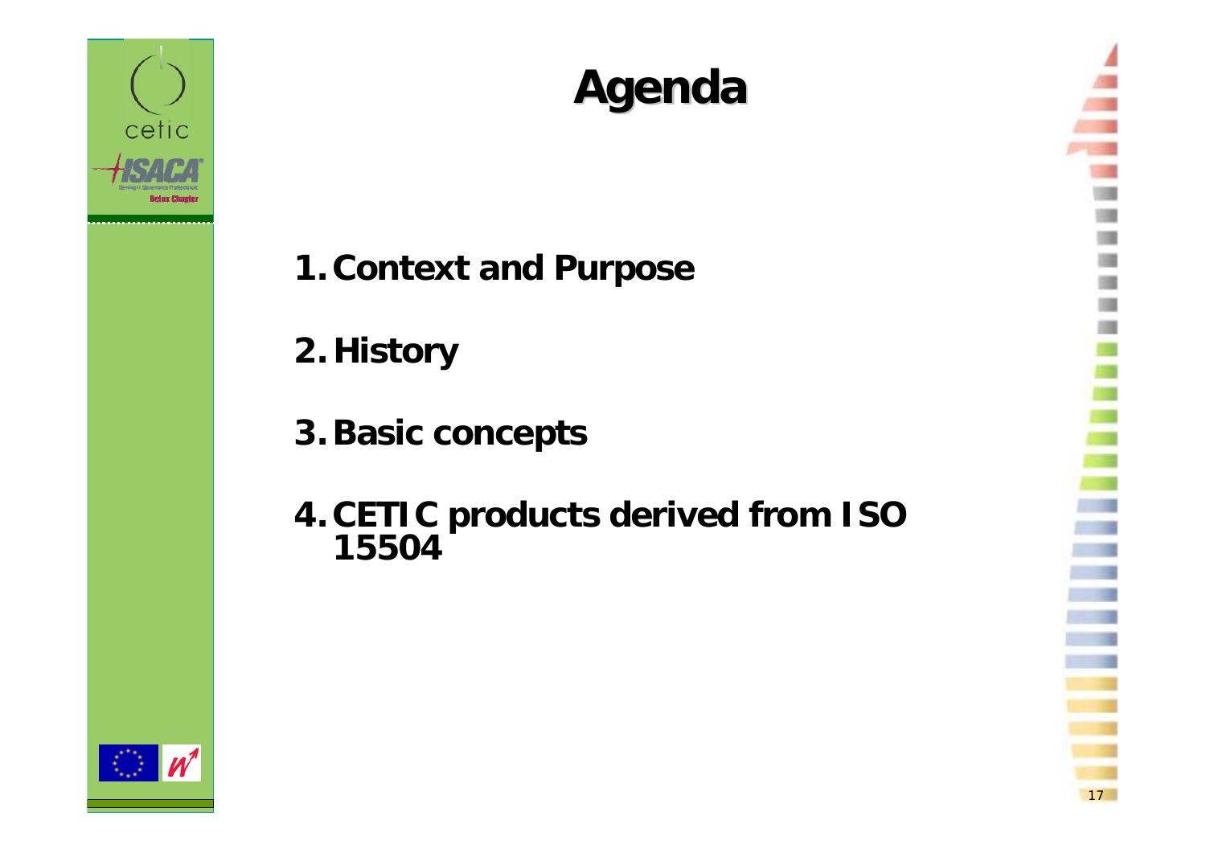# Agenda

1. Context and Purpose
2. History
3. Basic concepts
4. CETIC products derived from ISO 15504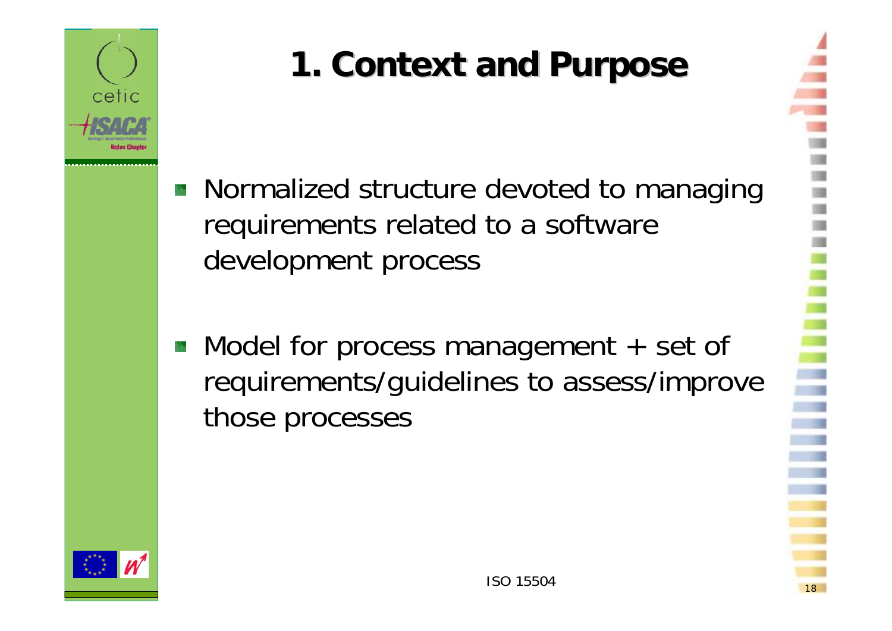# 1. Context and Purpose

- Normalized structure devoted to managing requirements related to a software development process

- Model for process management + set of requirements/guidelines to assess/improve those processes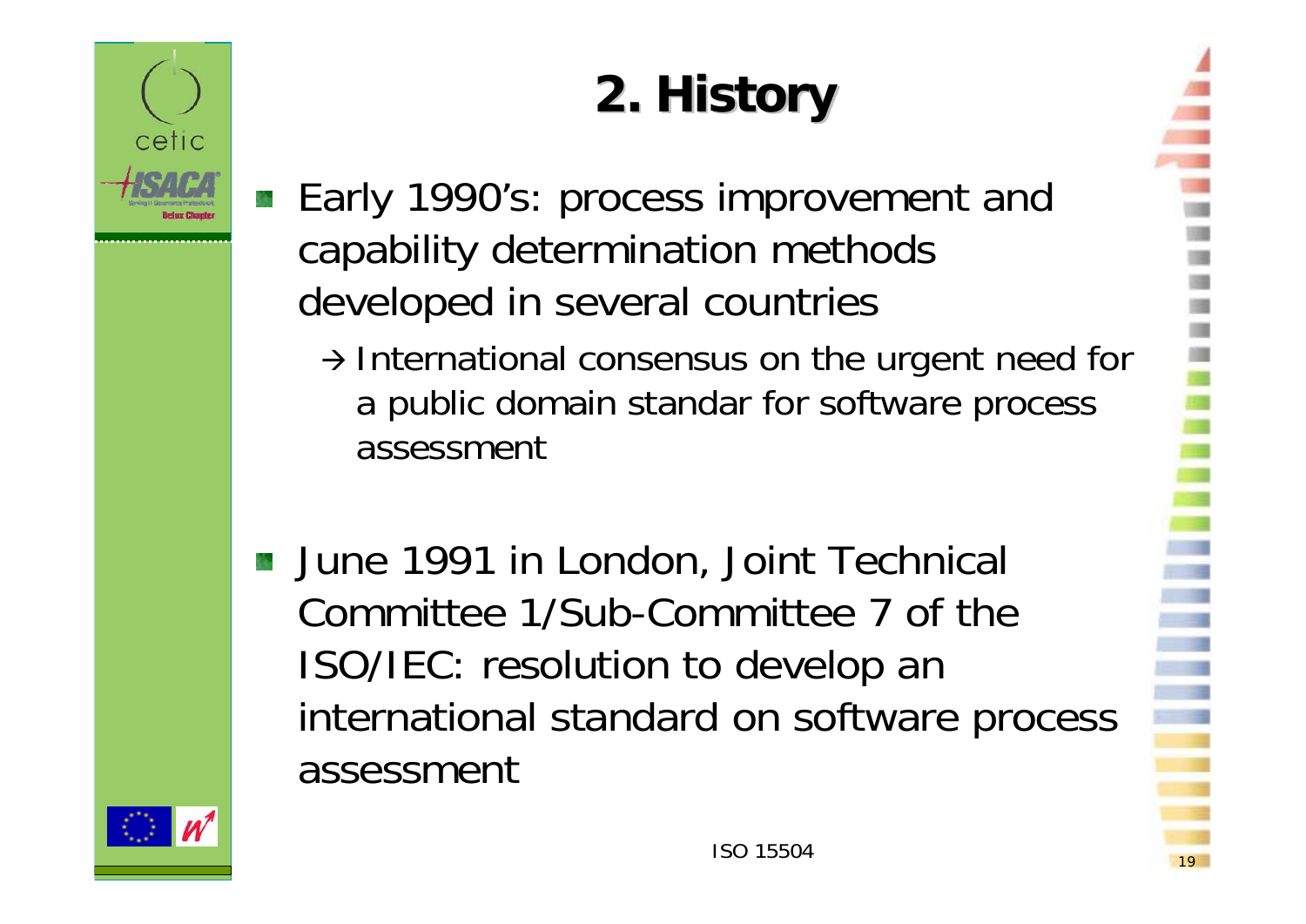# 2. History

- Early 1990's: process improvement and capability determination methods developed in several countries
  - → International consensus on the urgent need for a public domain standar for software process assessment

- June 1991 in London, Joint Technical Committee 1/Sub-Committee 7 of the ISO/IEC: resolution to develop an international standard on software process assessment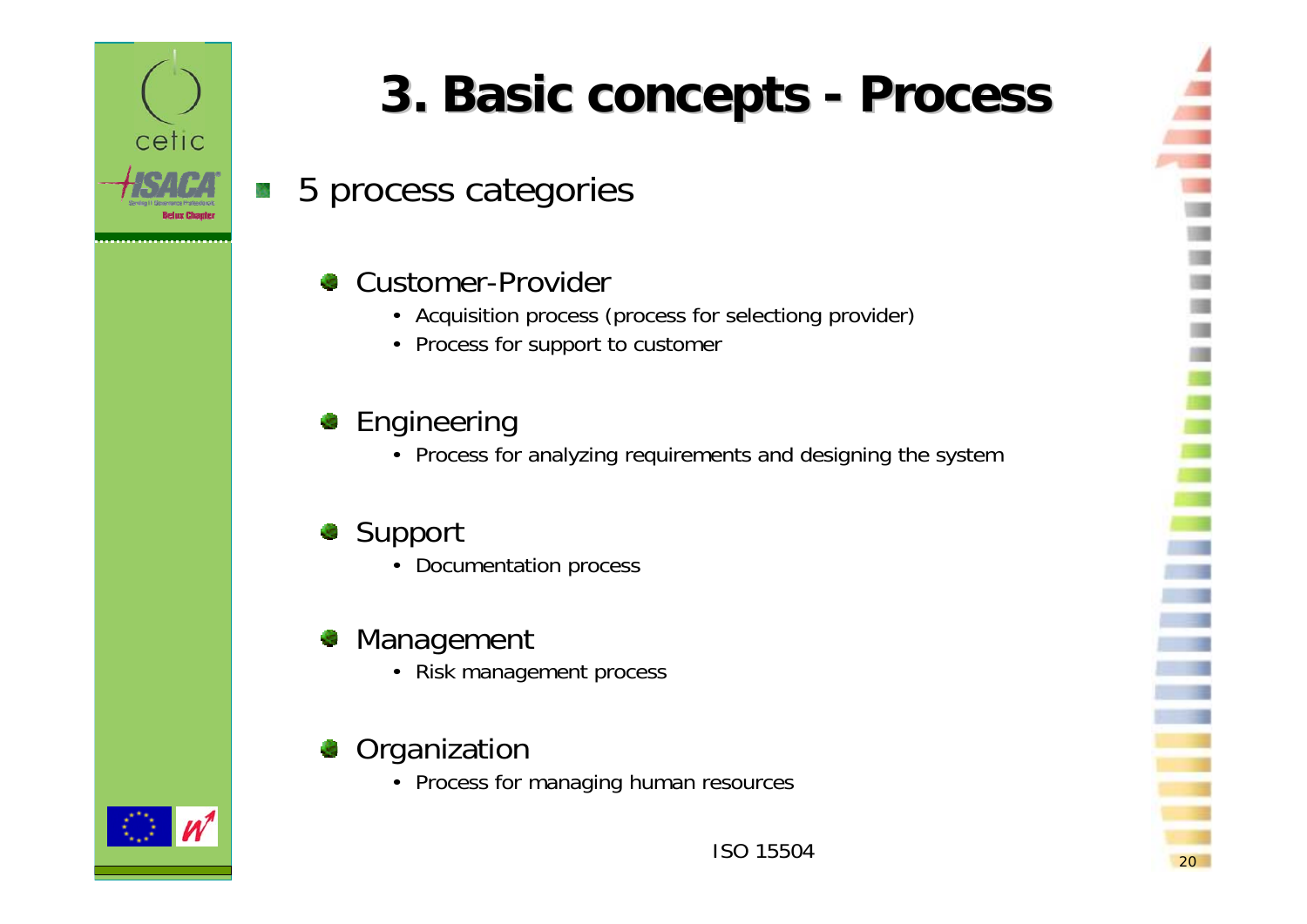# 3. Basic concepts - Process

- 5 process categories
  - Customer-Provider
    - Acquisition process (process for selectiong provider)
    - Process for support to customer
  - Engineering
    - Process for analyzing requirements and designing the system
  - Support
    - Documentation process
  - Management
    - Risk management process
  - Organization
    - Process for managing human resources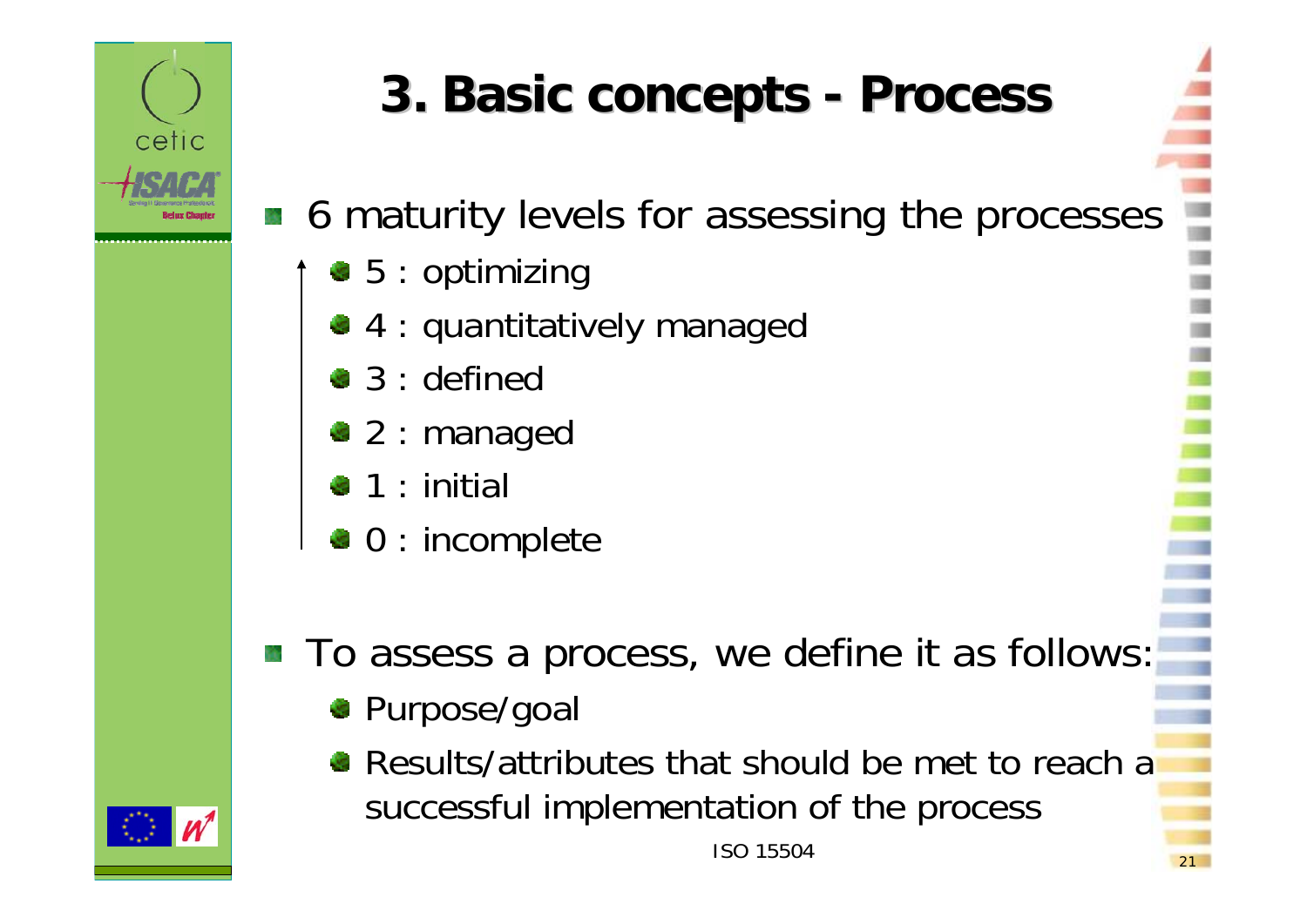# 3. Basic concepts - Process

- 6 maturity levels for assessing the processes
  - 5 : optimizing
  - 4 : quantitatively managed
  - 3 : defined
  - 2 : managed
  - 1 : initial
  - 0 : incomplete

- To assess a process, we define it as follows:
  - Purpose/goal
  - Results/attributes that should be met to reach a successful implementation of the process

ISO 15504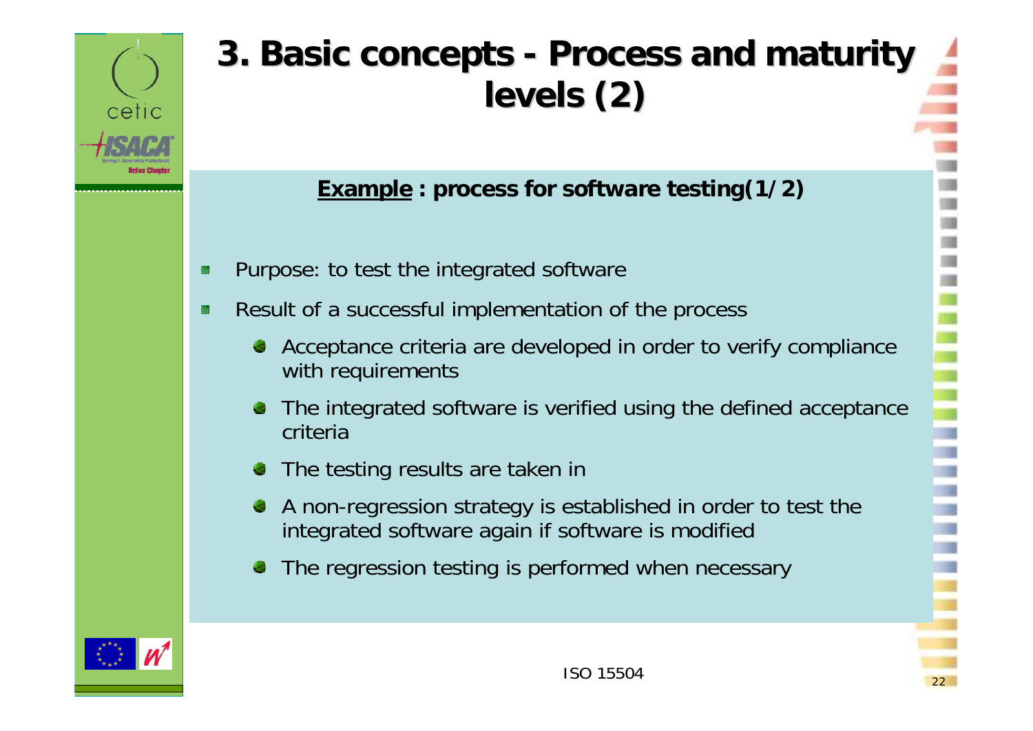# 3. Basic concepts - Process and maturity levels (2)

**Example : process for software testing(1/2)**

- Purpose: to test the integrated software
- Result of a successful implementation of the process
  - Acceptance criteria are developed in order to verify compliance with requirements
  - The integrated software is verified using the defined acceptance criteria
  - The testing results are taken in
  - A non-regression strategy is established in order to test the integrated software again if software is modified
  - The regression testing is performed when necessary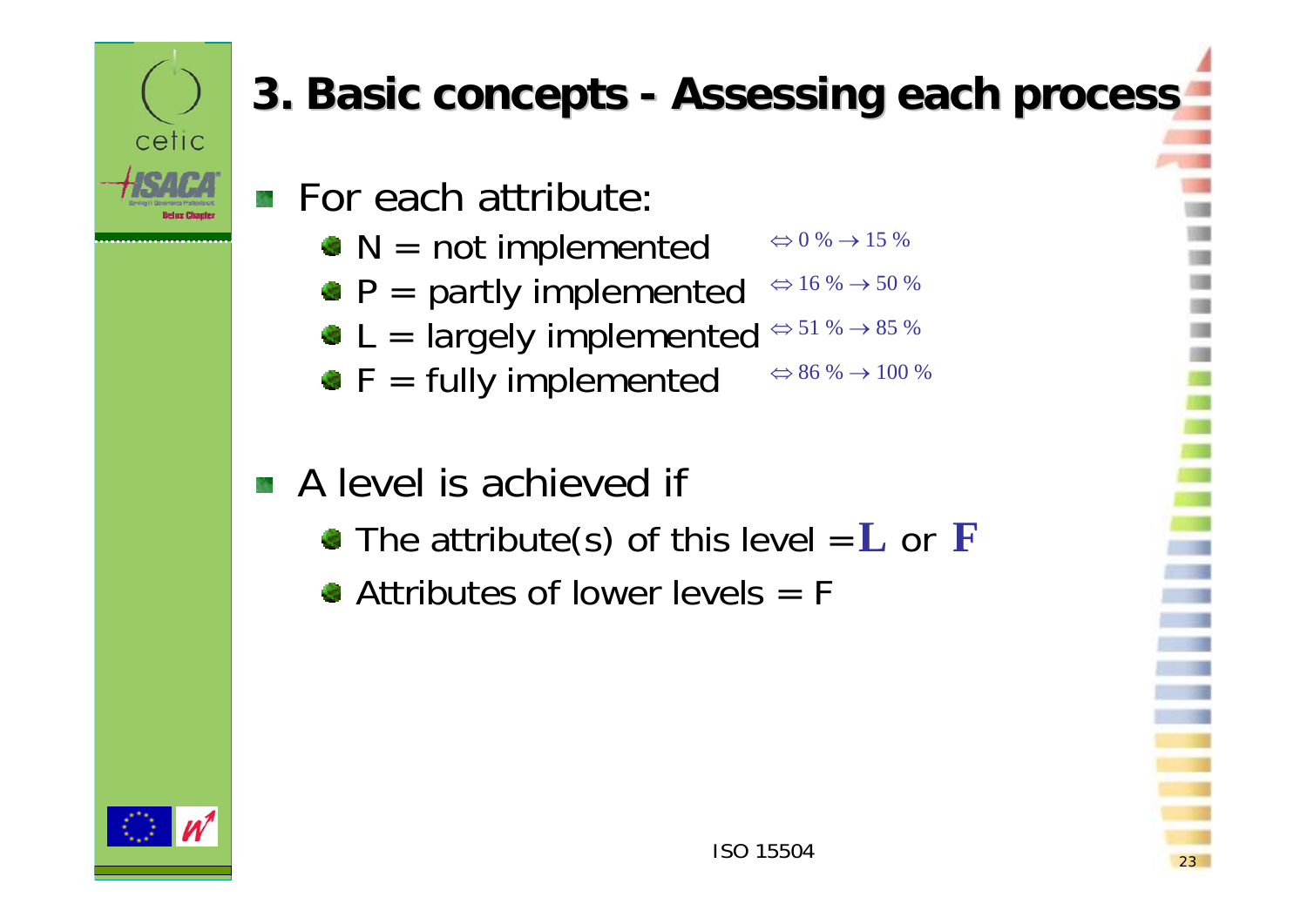# 3. Basic concepts - Assessing each process

- For each attribute:
  - N = not implemented $\Leftrightarrow$ 0 % $\rightarrow$ 15 %
  - P = partly implemented $\Leftrightarrow$ 16 % $\rightarrow$ 50 %
  - L = largely implemented $\Leftrightarrow$ 51 % $\rightarrow$ 85 %
  - F = fully implemented $\Leftrightarrow$ 86 % $\rightarrow$ 100 %

- A level is achieved if
  - The attribute(s) of this level = **L** or **F**
  - Attributes of lower levels = F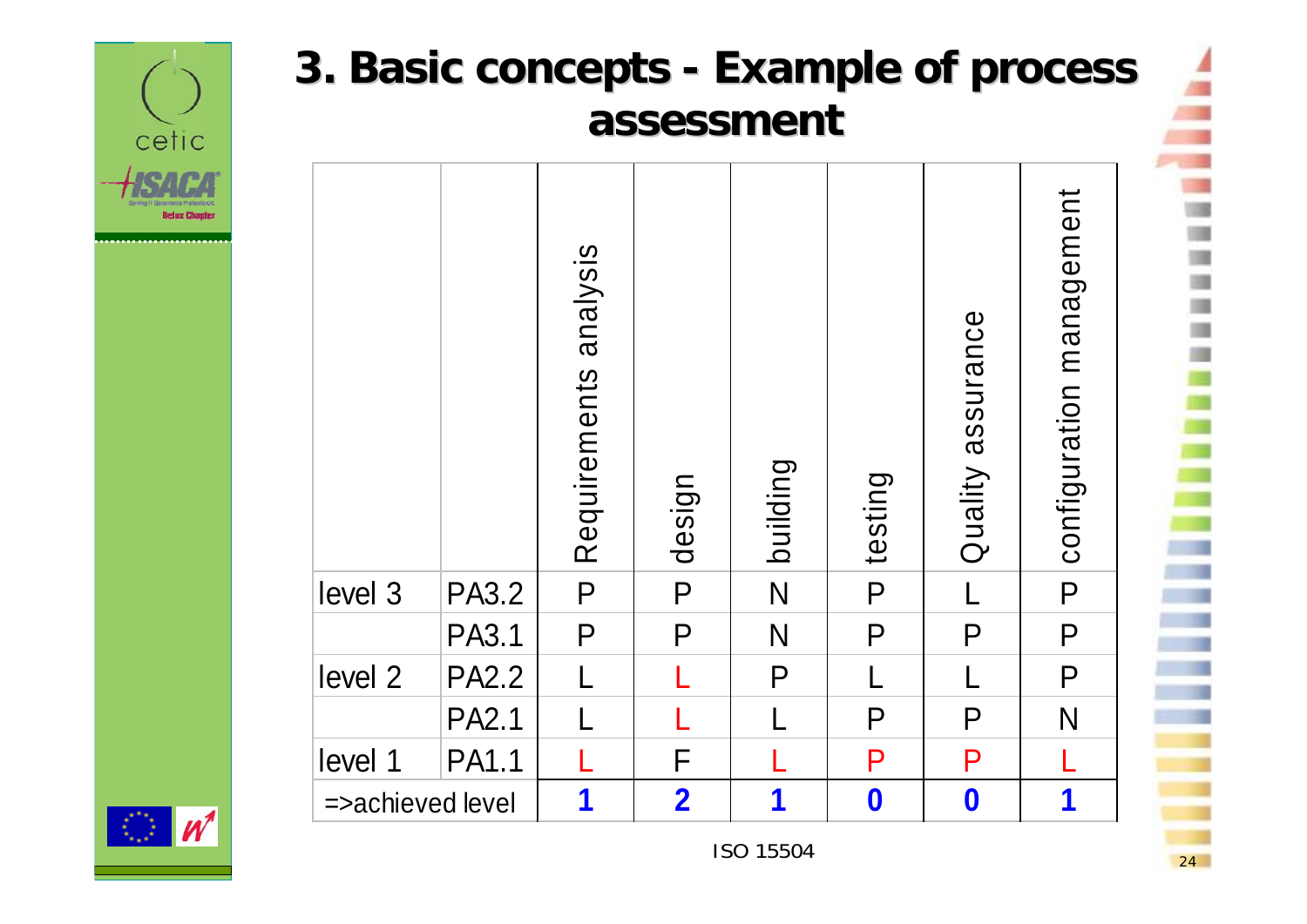# 3. Basic concepts - Example of process assessment

| | | Requirements analysis | design | building | testing | Quality assurance | configuration management |
|---|---|---|---|---|---|---|---|
| level 3 | PA3.2 | P | P | N | P | L | P |
| | PA3.1 | P | P | N | P | P | P |
| level 2 | PA2.2 | L | L | P | L | L | P |
| | PA2.1 | L | L | L | P | P | N |
| level 1 | PA1.1 | L | F | L | P | P | L |
| =>achieved level | | **1** | **2** | **1** | **0** | **0** | **1** |

ISO 15504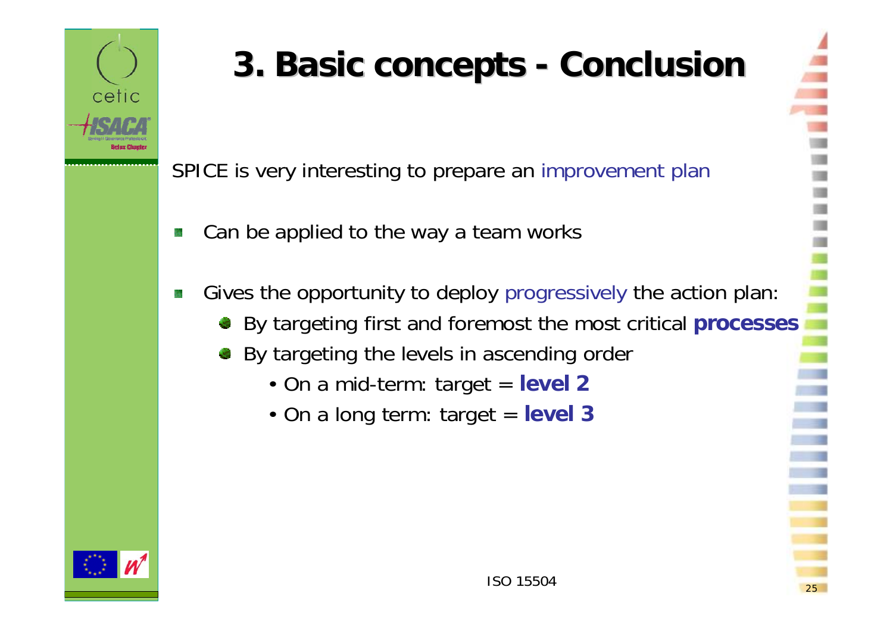# 3. Basic concepts - Conclusion

SPICE is very interesting to prepare an improvement plan

- Can be applied to the way a team works
- Gives the opportunity to deploy progressively the action plan:
  - By targeting first and foremost the most critical **processes**
  - By targeting the levels in ascending order
    - On a mid-term: target = **level 2**
    - On a long term: target = **level 3**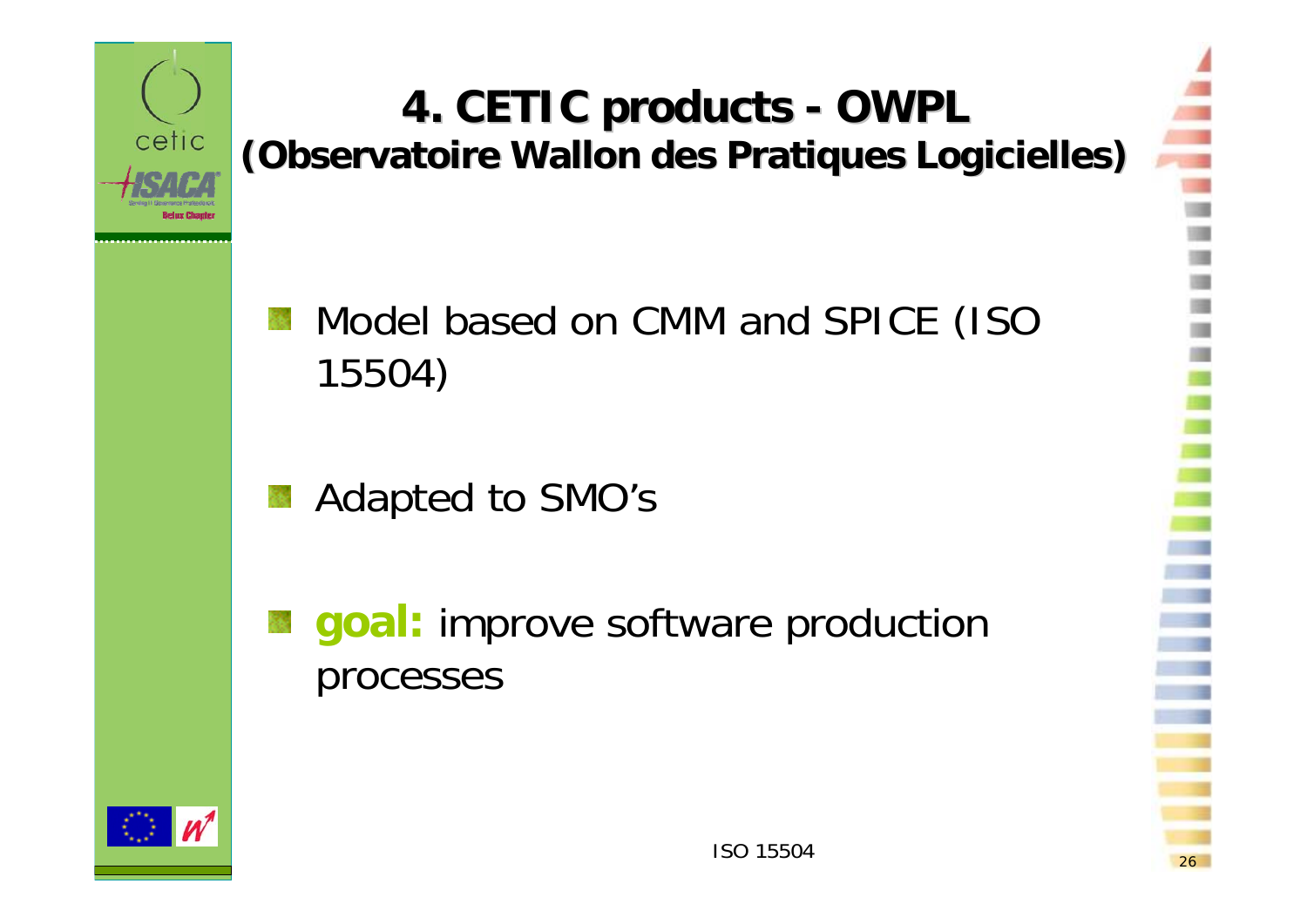# 4. CETIC products - OWPL
## (Observatoire Wallon des Pratiques Logicielles)

- Model based on CMM and SPICE (ISO 15504)
- Adapted to SMO’s
- **goal:** improve software production processes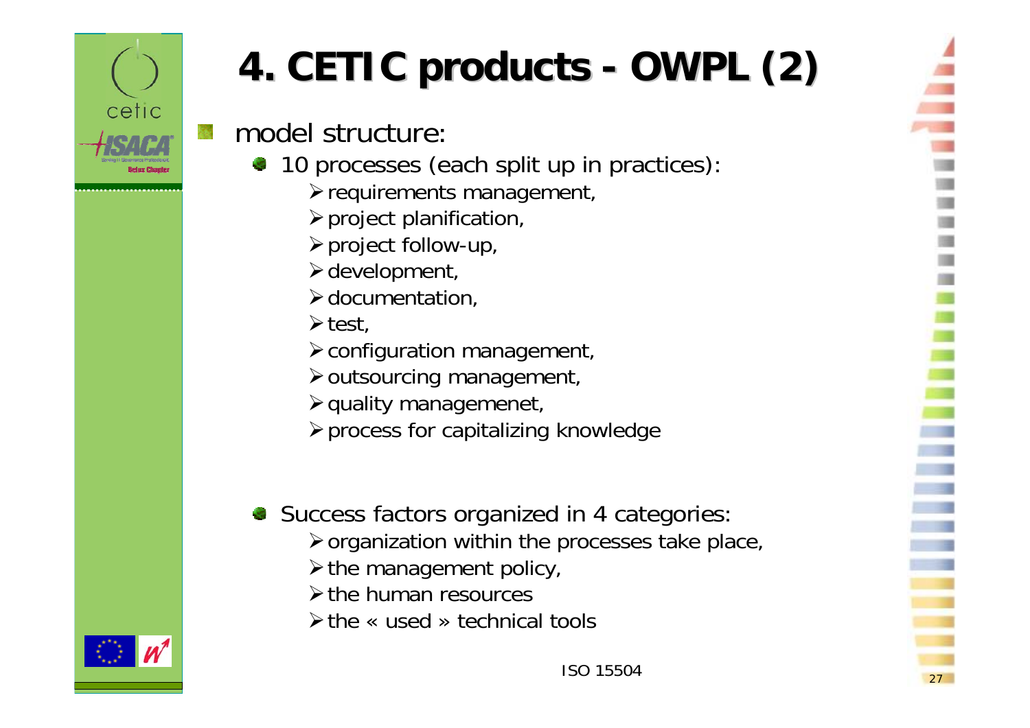# 4. CETIC products - OWPL (2)

- model structure:
  - 10 processes (each split up in practices):
    - requirements management,
    - project planification,
    - project follow-up,
    - development,
    - documentation,
    - test,
    - configuration management,
    - outsourcing management,
    - quality managemenet,
    - process for capitalizing knowledge
  - Success factors organized in 4 categories:
    - organization within the processes take place,
    - the management policy,
    - the human resources
    - the « used » technical tools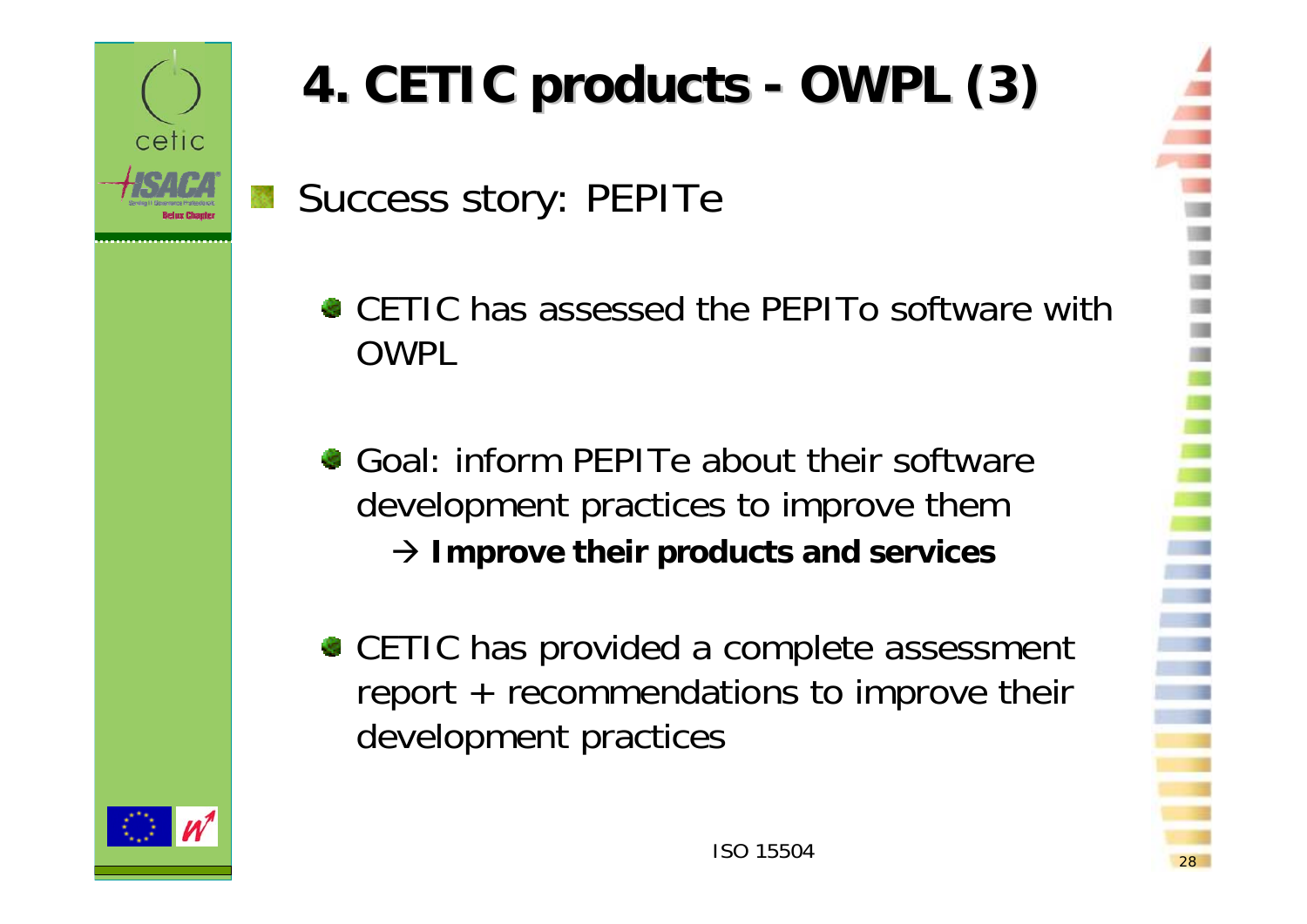# 4. CETIC products - OWPL (3)

- Success story: PEPITe
  - CETIC has assessed the PEPITo software with OWPL
  - Goal: inform PEPITe about their software development practices to improve them
    → **Improve their products and services**
  - CETIC has provided a complete assessment report + recommendations to improve their development practices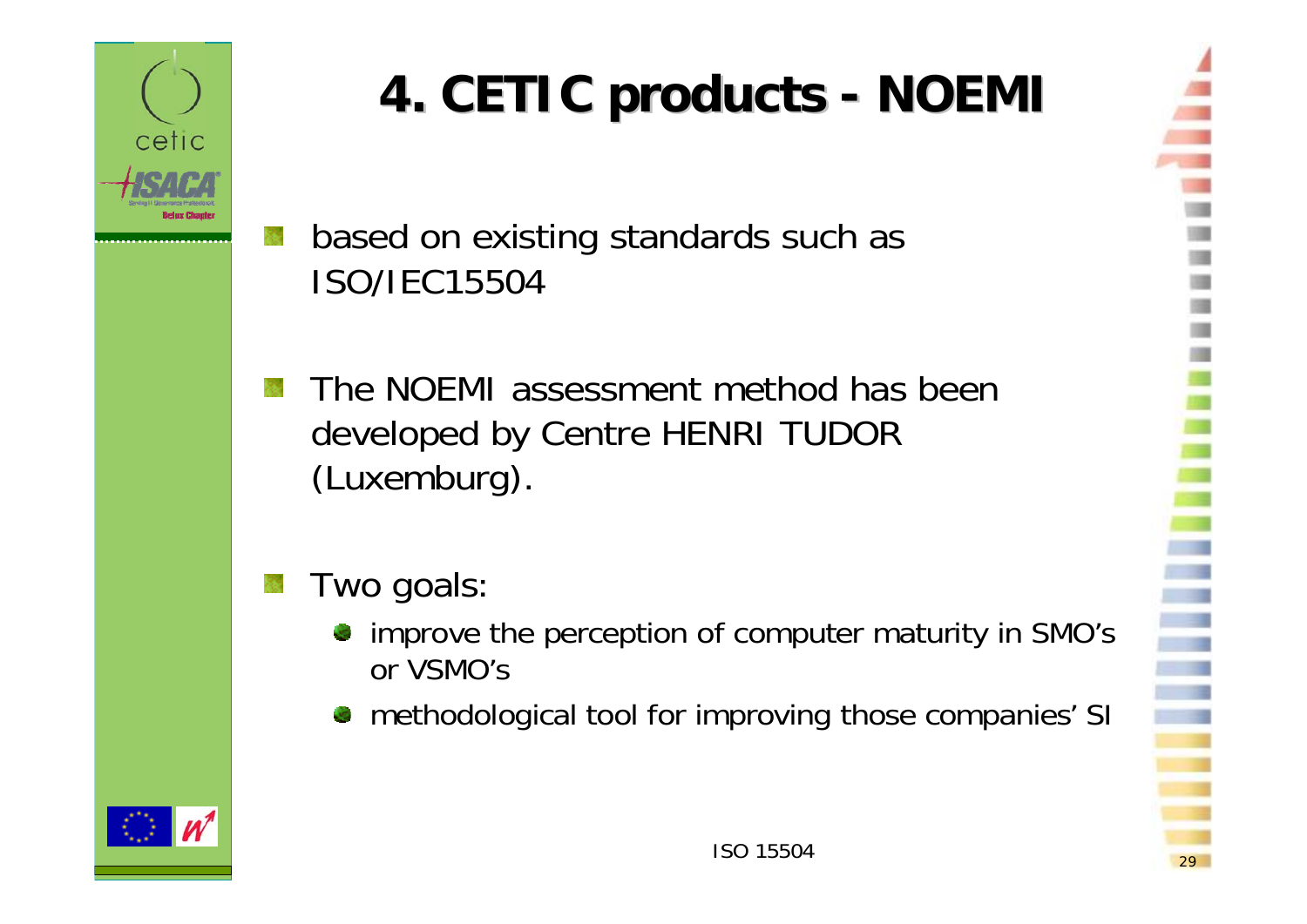# 4. CETIC products - NOEMI

- based on existing standards such as ISO/IEC15504
- The NOEMI assessment method has been developed by Centre HENRI TUDOR (Luxemburg).
- Two goals:
  - improve the perception of computer maturity in SMO's or VSMO's
  - methodological tool for improving those companies' SI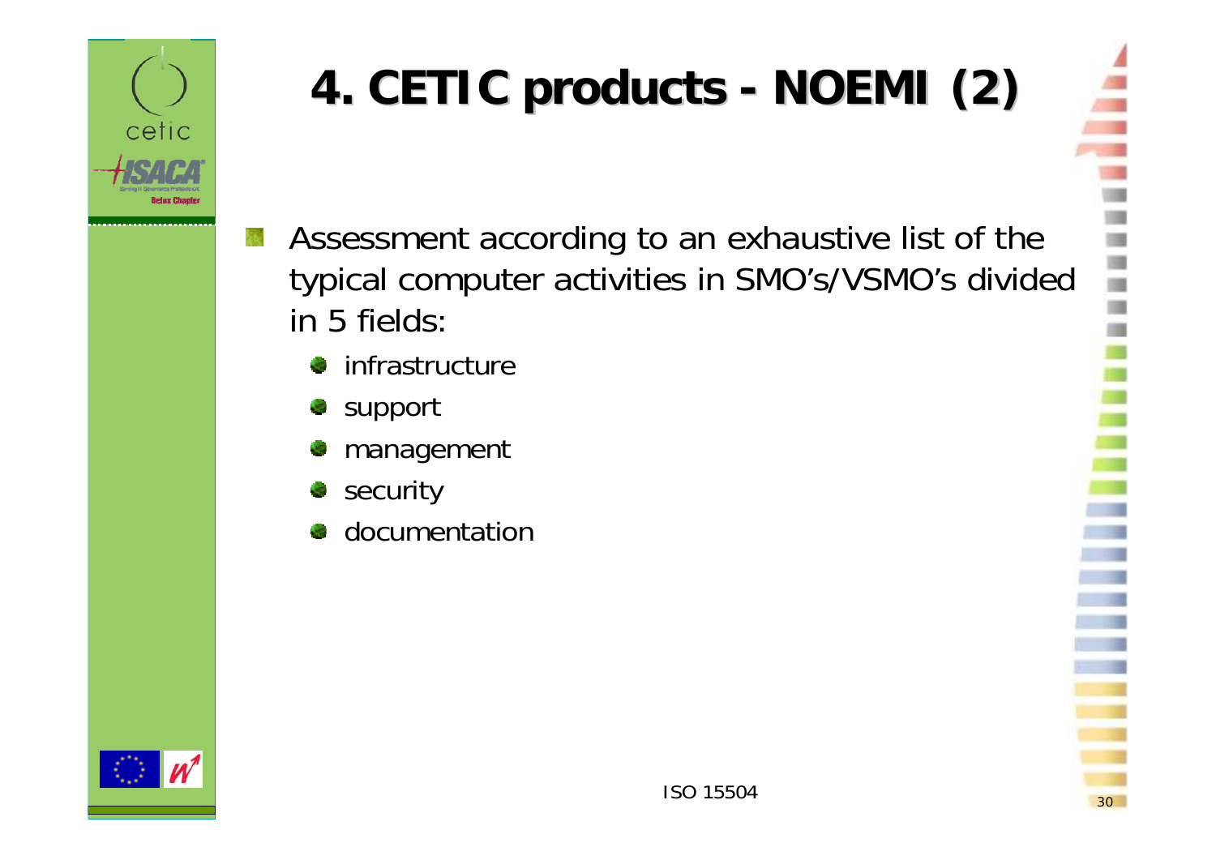# 4. CETIC products - NOEMI (2)

- Assessment according to an exhaustive list of the typical computer activities in SMO's/VSMO's divided in 5 fields:
  - infrastructure
  - support
  - management
  - security
  - documentation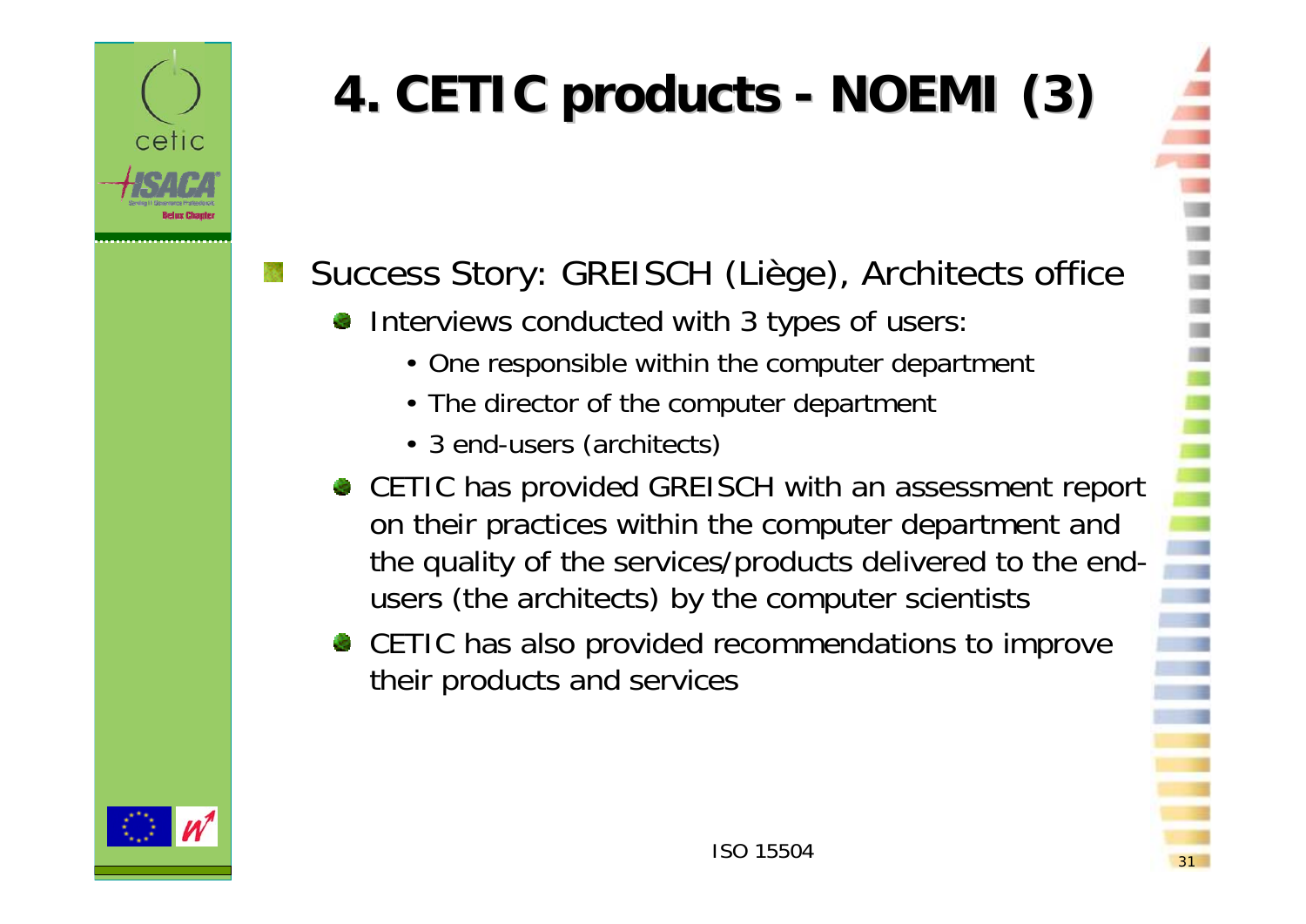# 4. CETIC products - NOEMI (3)

- Success Story: GREISCH (Liège), Architects office
  - Interviews conducted with 3 types of users:
    - One responsible within the computer department
    - The director of the computer department
    - 3 end-users (architects)
  - CETIC has provided GREISCH with an assessment report on their practices within the computer department and the quality of the services/products delivered to the end-users (the architects) by the computer scientists
  - CETIC has also provided recommendations to improve their products and services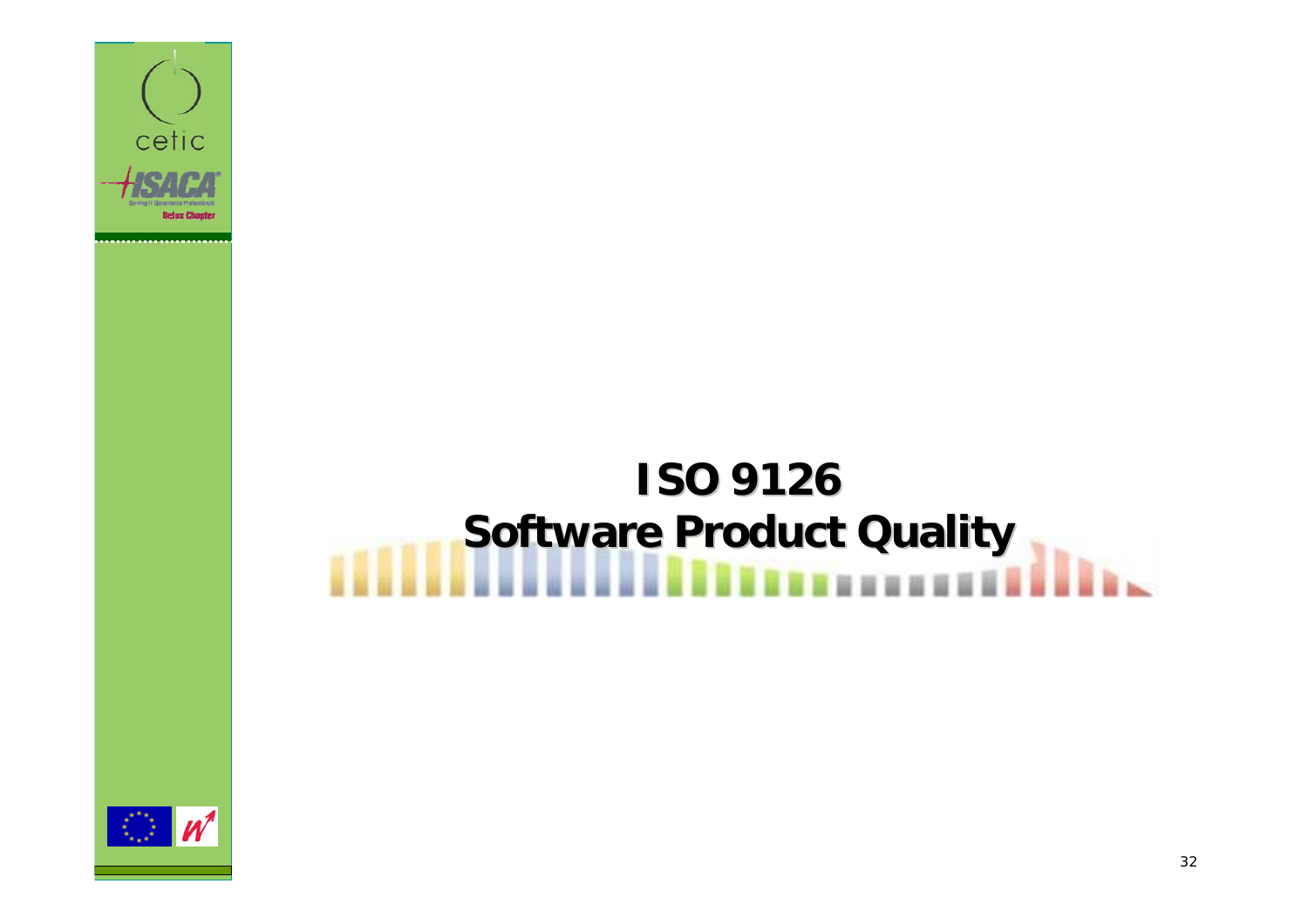# ISO 9126
# Software Product Quality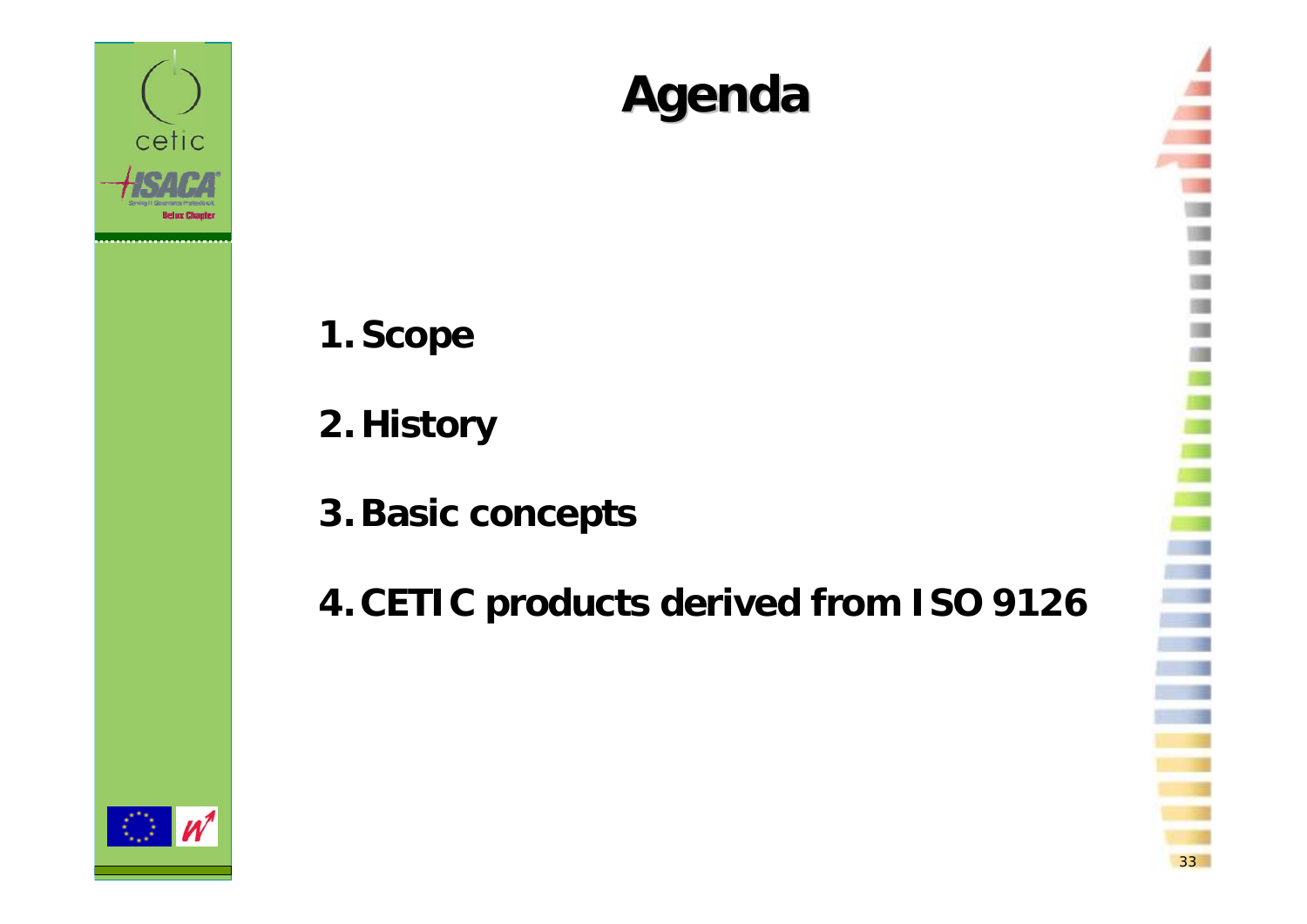# Agenda

1. Scope
2. History
3. Basic concepts
4. CETIC products derived from ISO 9126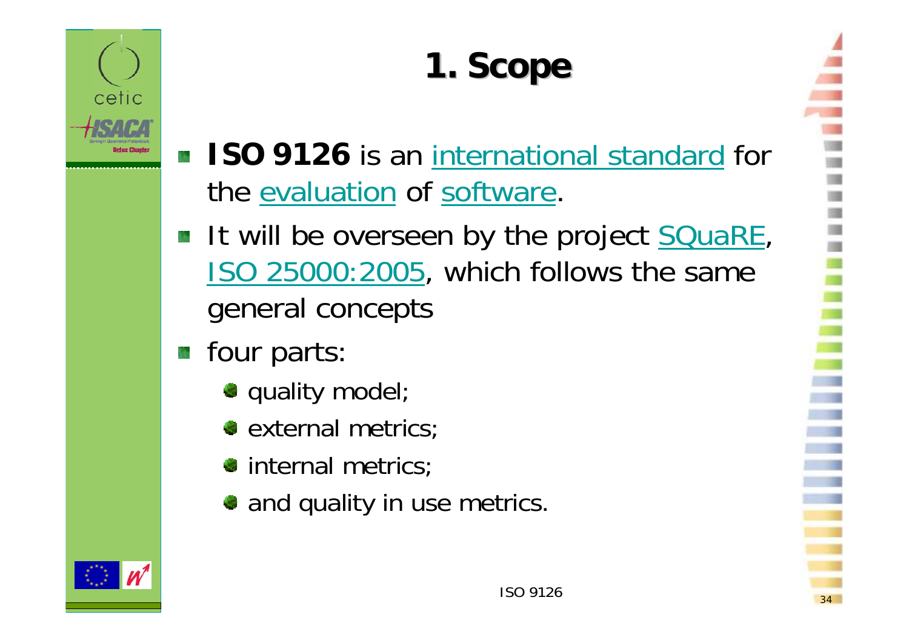# 1. Scope

- **ISO 9126** is an international standard for the evaluation of software.
- It will be overseen by the project SQuaRE, ISO 25000:2005, which follows the same general concepts
- four parts:
  - quality model;
  - external metrics;
  - internal metrics;
  - and quality in use metrics.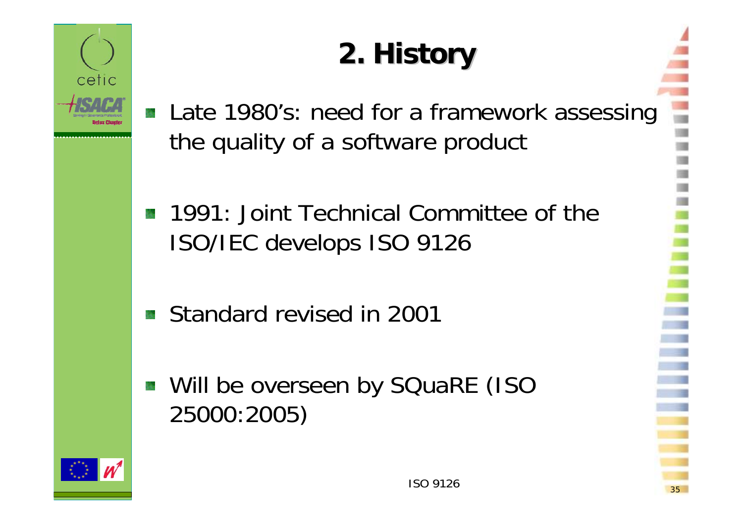# 2. History

- Late 1980's: need for a framework assessing the quality of a software product
- 1991: Joint Technical Committee of the ISO/IEC develops ISO 9126
- Standard revised in 2001
- Will be overseen by SQuaRE (ISO 25000:2005)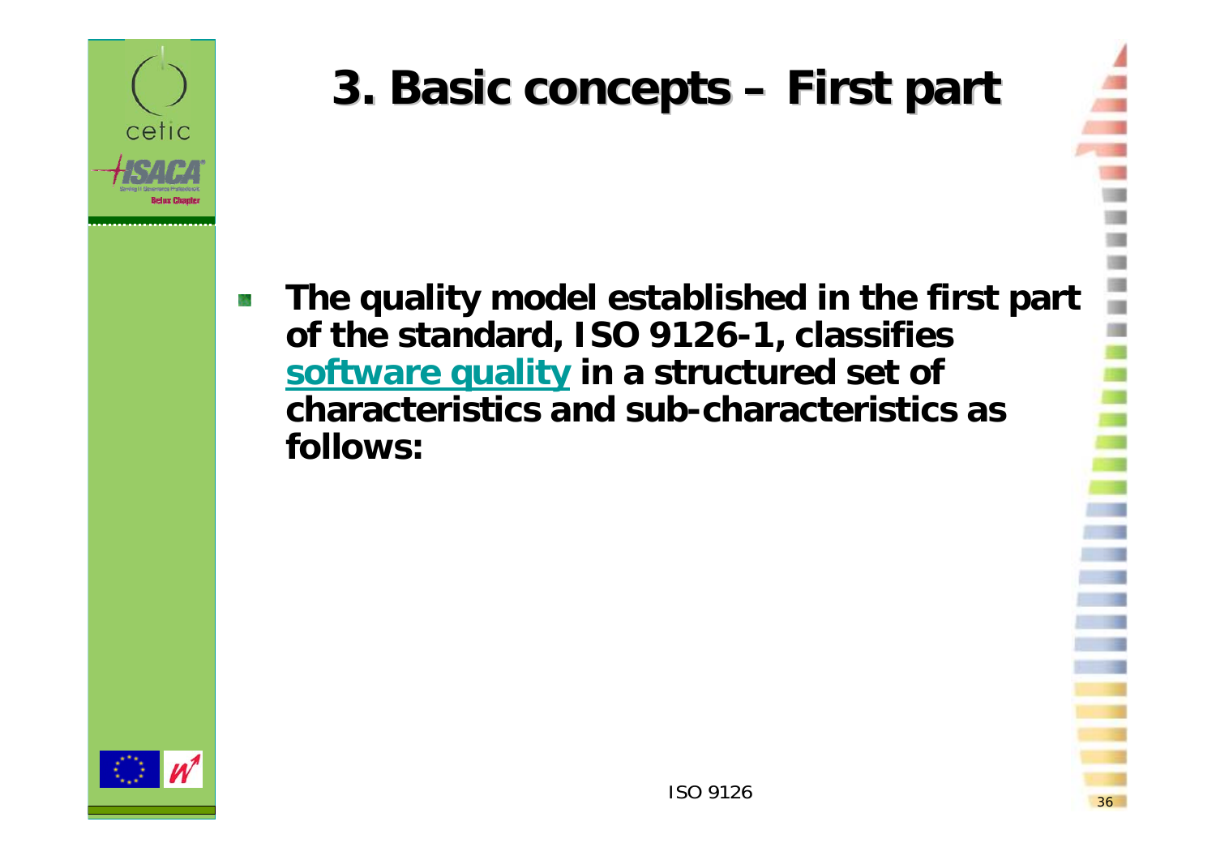# 3. Basic concepts – First part

- **The quality model established in the first part of the standard, ISO 9126-1, classifies software quality in a structured set of characteristics and sub-characteristics as follows:**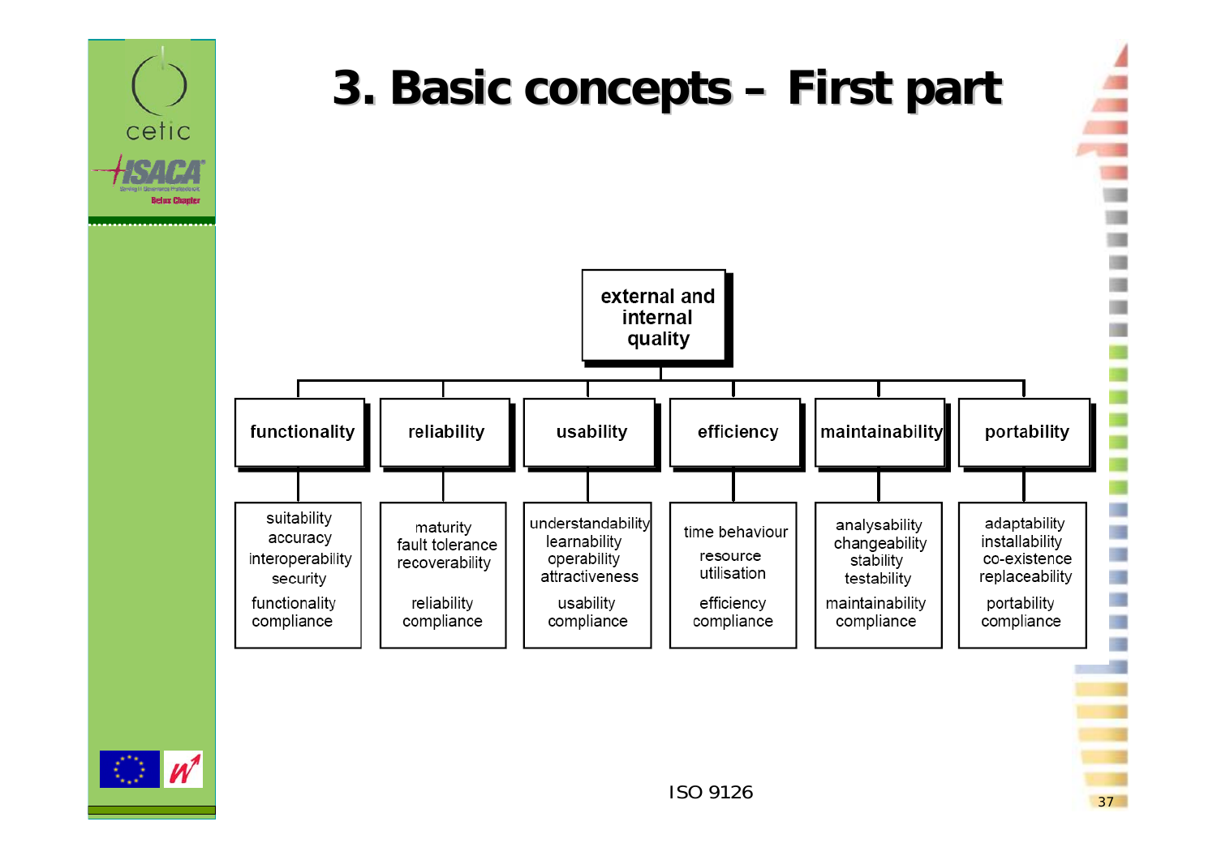# 3. Basic concepts – First part

**external and internal quality**

| functionality | reliability | usability | efficiency | maintainability | portability |
|---|---|---|---|---|---|
| suitability<br>accuracy<br>interoperability<br>security<br>functionality compliance | maturity<br>fault tolerance<br>recoverability<br>reliability compliance | understandability<br>learnability<br>operability<br>attractiveness<br>usability compliance | time behaviour<br>resource utilisation<br>efficiency compliance | analysability<br>changeability<br>stability<br>testability<br>maintainability compliance | adaptability<br>installability<br>co-existence<br>replaceability<br>portability compliance |

ISO 9126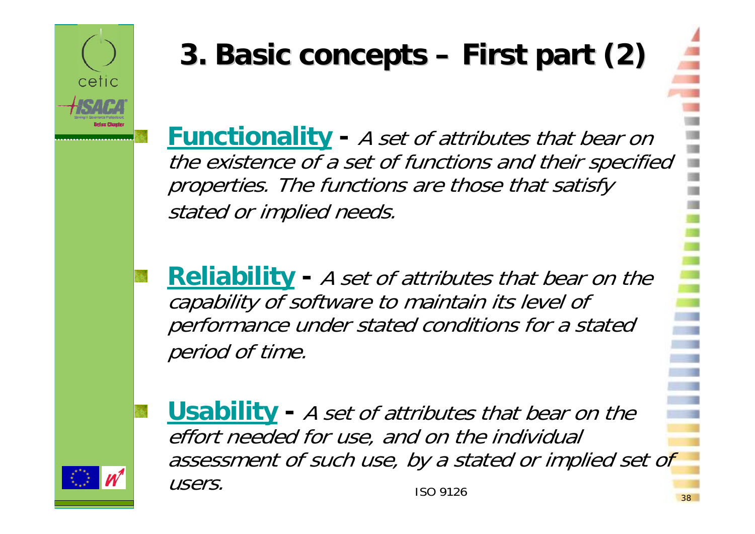# 3. Basic concepts – First part (2)

- **Functionality** - *A set of attributes that bear on the existence of a set of functions and their specified properties. The functions are those that satisfy stated or implied needs.*

- **Reliability** - *A set of attributes that bear on the capability of software to maintain its level of performance under stated conditions for a stated period of time.*

- **Usability** - *A set of attributes that bear on the effort needed for use, and on the individual assessment of such use, by a stated or implied set of users.*

ISO 9126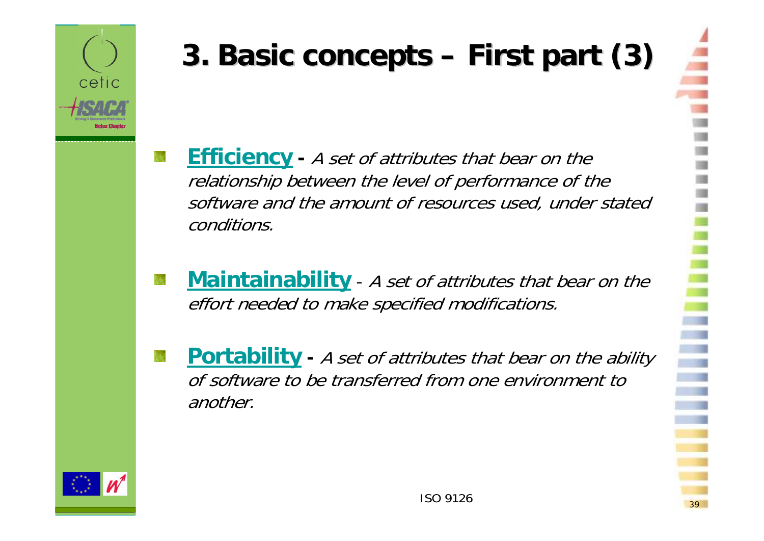# 3. Basic concepts – First part (3)

- **Efficiency** - *A set of attributes that bear on the relationship between the level of performance of the software and the amount of resources used, under stated conditions.*
- **Maintainability** - *A set of attributes that bear on the effort needed to make specified modifications.*
- **Portability** - *A set of attributes that bear on the ability of software to be transferred from one environment to another.*

ISO 9126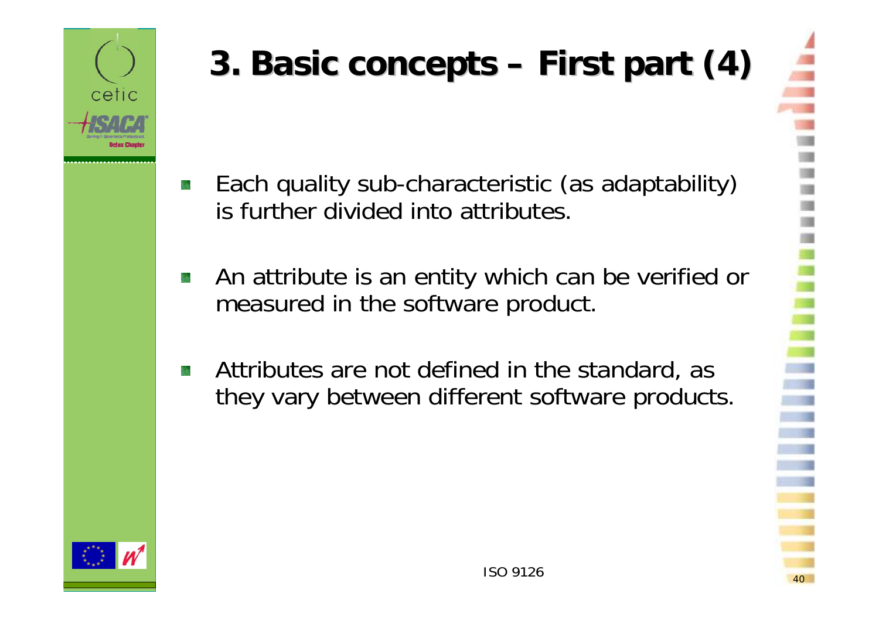# 3. Basic concepts – First part (4)

- Each quality sub-characteristic (as adaptability) is further divided into attributes.
- An attribute is an entity which can be verified or measured in the software product.
- Attributes are not defined in the standard, as they vary between different software products.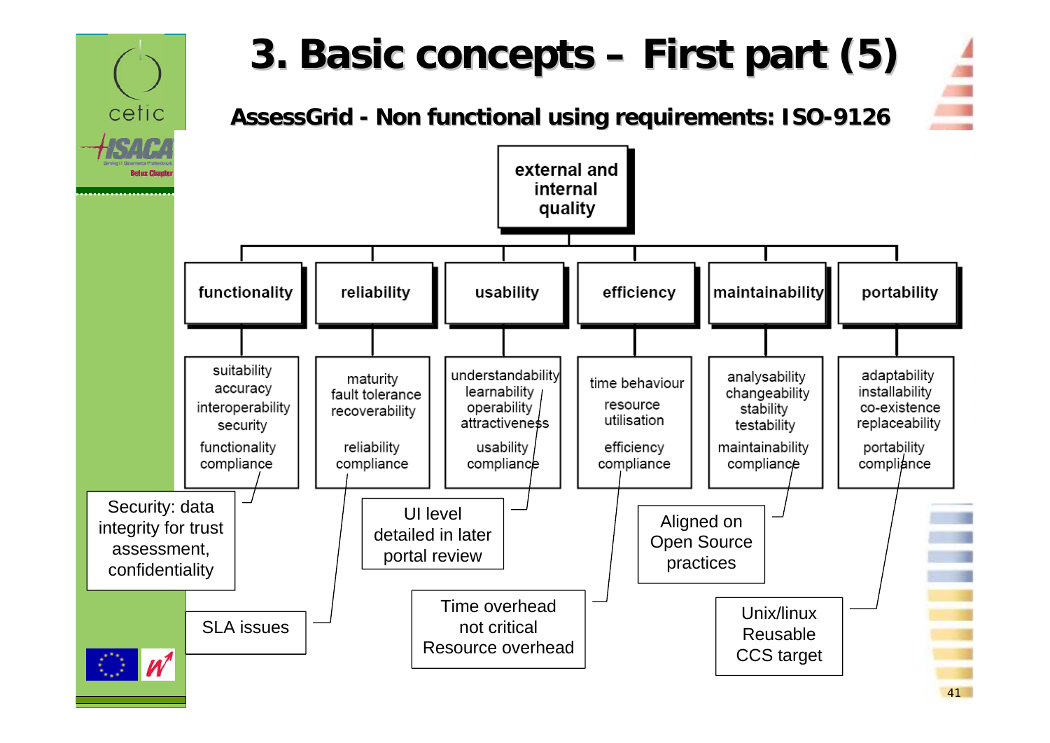# 3. Basic concepts – First part (5)

## AssessGrid - Non functional using requirements: ISO-9126

**external and internal quality**

| functionality | reliability | usability | efficiency | maintainability | portability |
|---|---|---|---|---|---|
| suitability<br>accuracy<br>interoperability<br>security<br>functionality compliance | maturity<br>fault tolerance<br>recoverability<br>reliability compliance | understandability<br>learnability<br>operability<br>attractiveness<br>usability compliance | time behaviour<br>resource utilisation<br>efficiency compliance | analysability<br>changeability<br>stability<br>testability<br>maintainability compliance | adaptability<br>installability<br>co-existence<br>replaceability<br>portability compliance |

- Security: data integrity for trust assessment, confidentiality
- SLA issues
- UI level detailed in later portal review
- Time overhead not critical Resource overhead
- Aligned on Open Source practices
- Unix/linux Reusable CCS target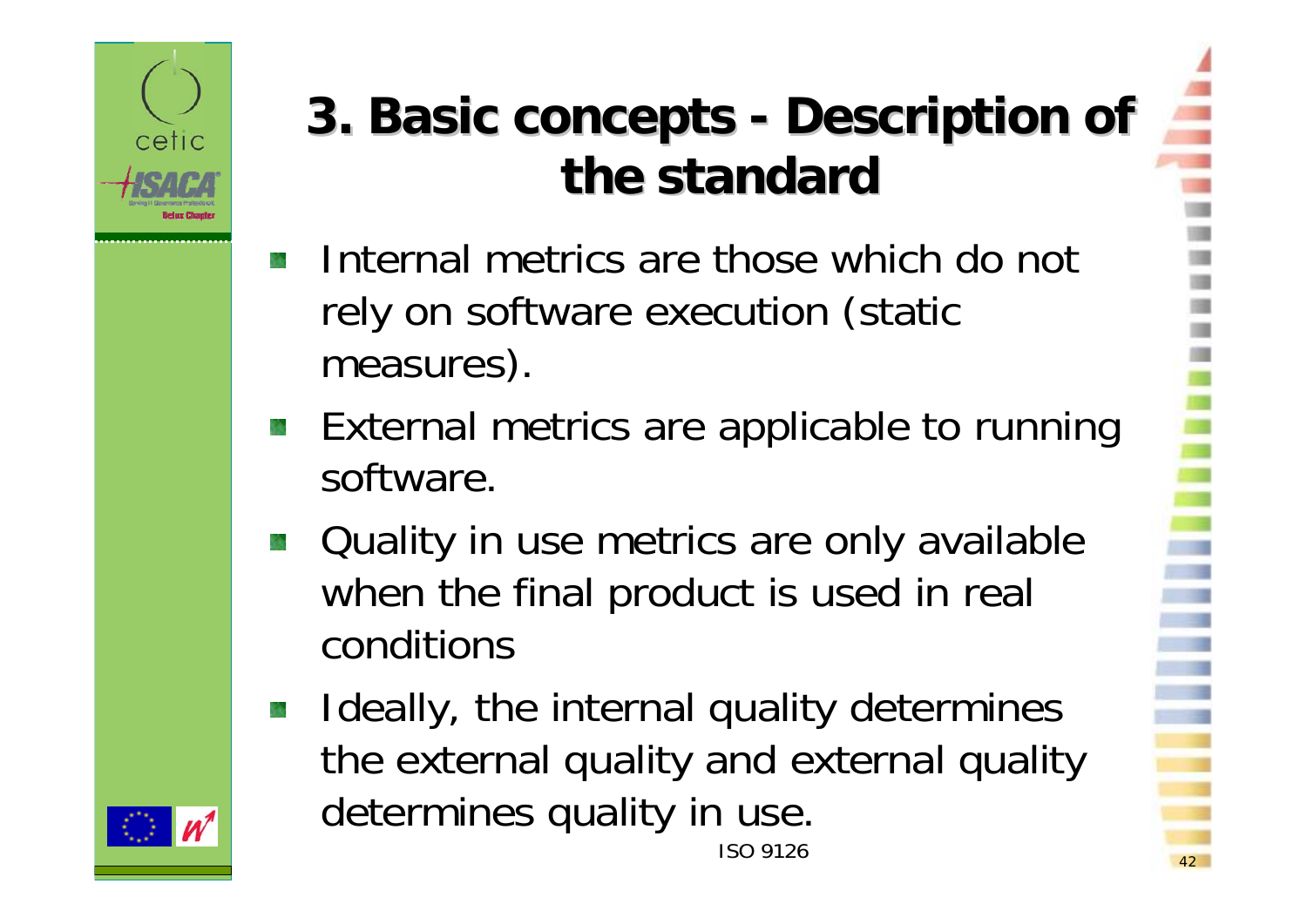# 3. Basic concepts - Description of the standard

- Internal metrics are those which do not rely on software execution (static measures).
- External metrics are applicable to running software.
- Quality in use metrics are only available when the final product is used in real conditions
- Ideally, the internal quality determines the external quality and external quality determines quality in use.

ISO 9126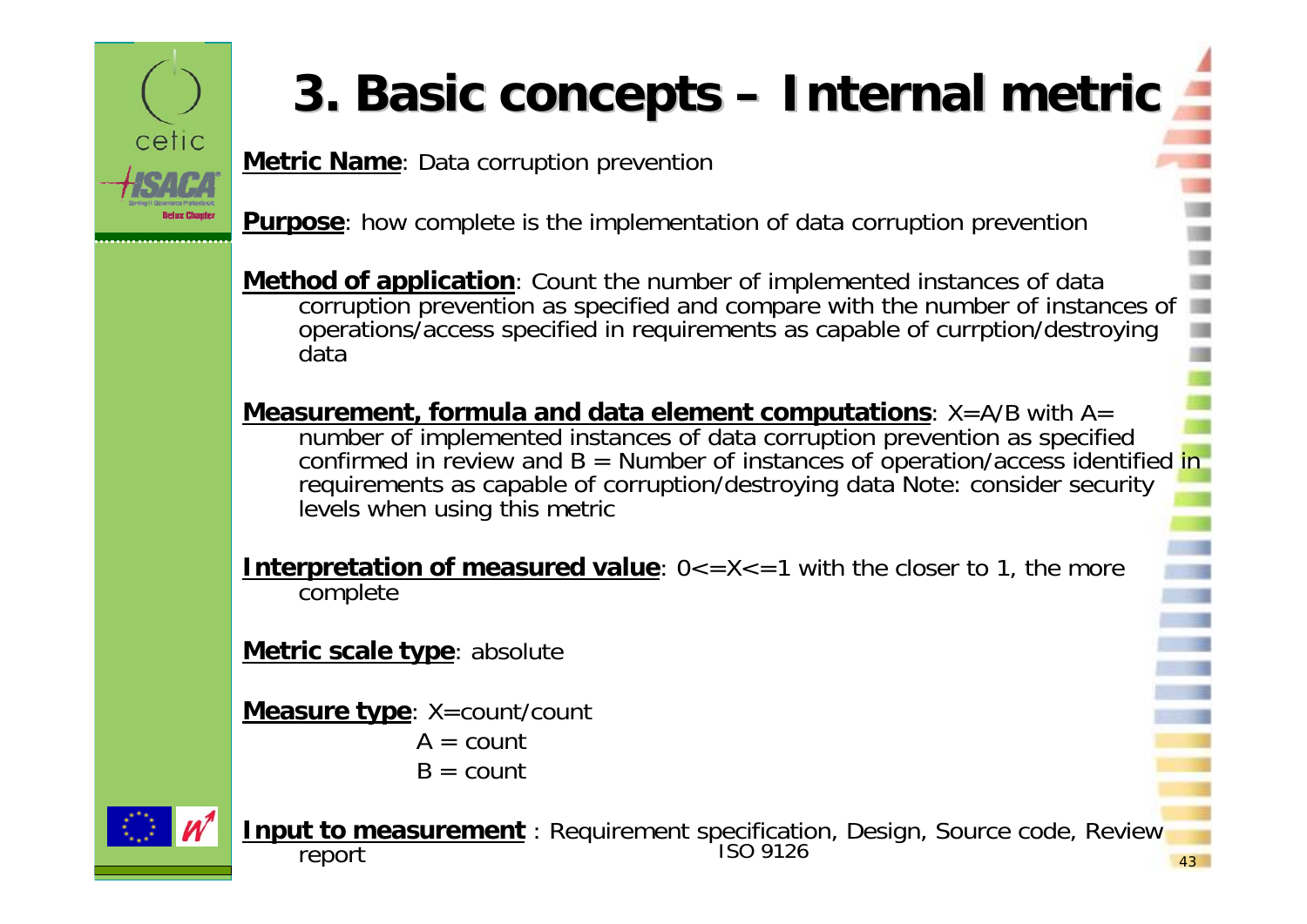# 3. Basic concepts – Internal metric

**Metric Name**: Data corruption prevention

**Purpose**: how complete is the implementation of data corruption prevention

**Method of application**: Count the number of implemented instances of data corruption prevention as specified and compare with the number of instances of operations/access specified in requirements as capable of currption/destroying data

**Measurement, formula and data element computations**: $X=A/B$ with $A=$ number of implemented instances of data corruption prevention as specified confirmed in review and $B =$ Number of instances of operation/access identified in requirements as capable of corruption/destroying data Note: consider security levels when using this metric

**Interpretation of measured value**: $0<=X<=1$ with the closer to 1, the more complete

**Metric scale type**: absolute

**Measure type**: X=count/count

A = count

B = count

**Input to measurement** : Requirement specification, Design, Source code, Review report

ISO 9126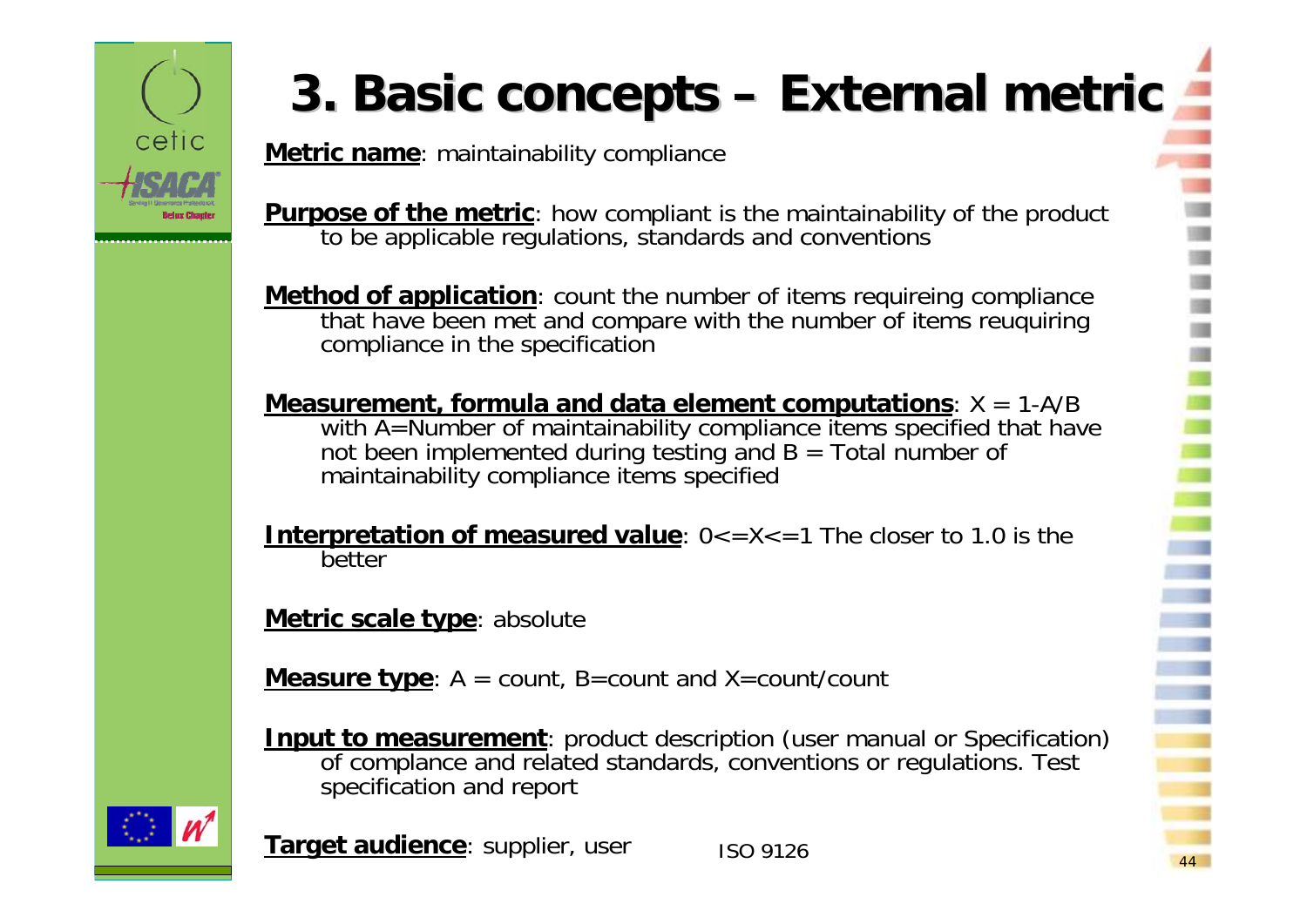# 3. Basic concepts – External metric

**Metric name**: maintainability compliance

**Purpose of the metric**: how compliant is the maintainability of the product to be applicable regulations, standards and conventions

**Method of application**: count the number of items requireing compliance that have been met and compare with the number of items reuquiring compliance in the specification

**Measurement, formula and data element computations**: $X = 1 - A/B$ with A=Number of maintainability compliance items specified that have not been implemented during testing and B = Total number of maintainability compliance items specified

**Interpretation of measured value**: $0 <= X <= 1$ The closer to 1.0 is the better

**Metric scale type**: absolute

**Measure type**: A = count, B=count and X=count/count

**Input to measurement**: product description (user manual or Specification) of complance and related standards, conventions or regulations. Test specification and report

**Target audience**: supplier, user

ISO 9126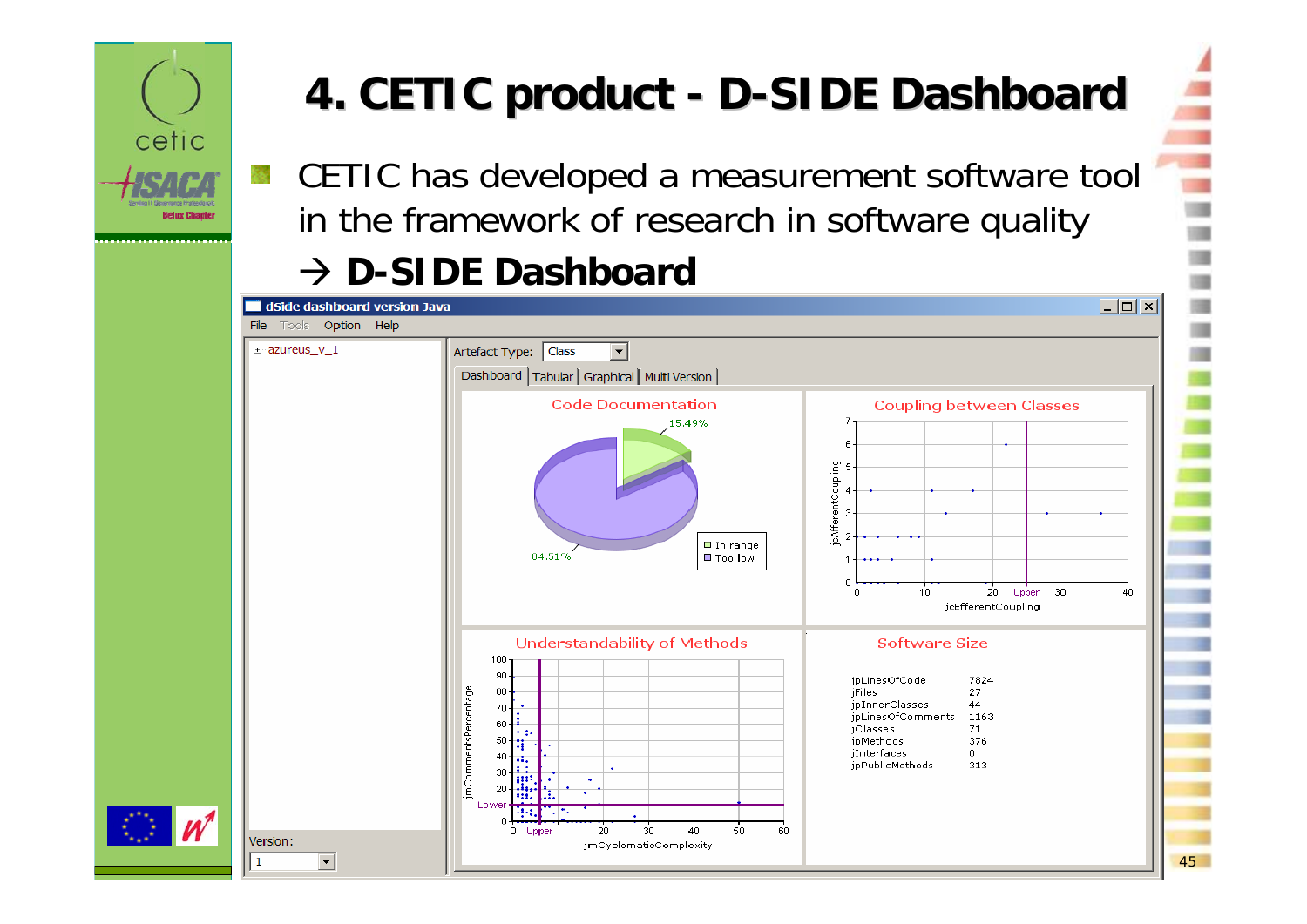# 4. CETIC product - D-SIDE Dashboard

- CETIC has developed a measurement software tool in the framework of research in software quality

  → **D-SIDE Dashboard**

dSide dashboard version Java

File Tools Option Help

azureus_v_1

Version: 1

Artefact Type: Class

Dashboard | Tabular | Graphical | Multi Version

**Code Documentation**

- In range: 15.49%
- Too low: 84.51%

**Coupling between Classes**

**Understandability of Methods**

**Software Size**

| | |
|---|---|
| jpLinesOfCode | 7824 |
| jFiles | 27 |
| jpInnerClasses | 44 |
| jpLinesOfComments | 1163 |
| jClasses | 71 |
| jpMethods | 376 |
| jInterfaces | 0 |
| jpPublicMethods | 313 |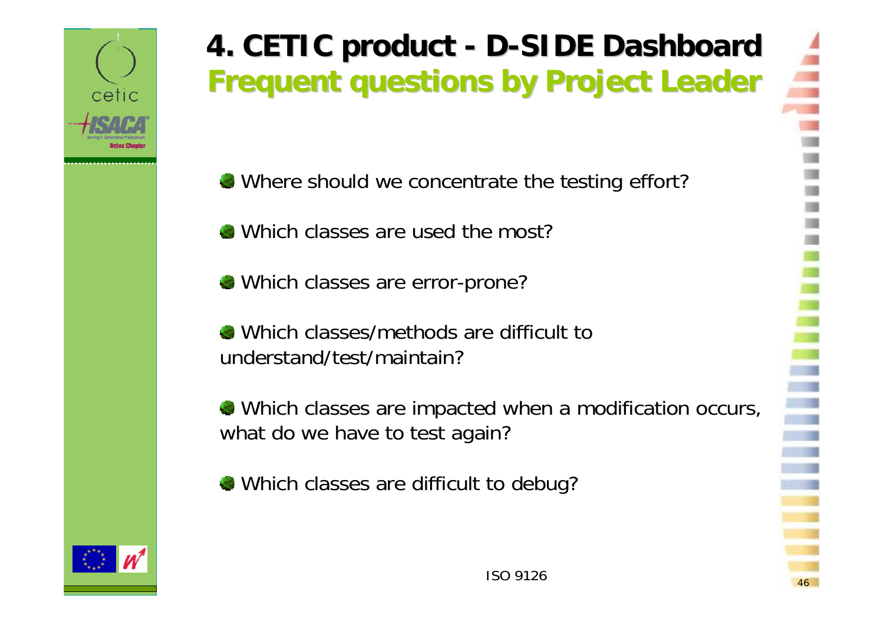# 4. CETIC product - D-SIDE Dashboard
## Frequent questions by Project Leader

- Where should we concentrate the testing effort?
- Which classes are used the most?
- Which classes are error-prone?
- Which classes/methods are difficult to understand/test/maintain?
- Which classes are impacted when a modification occurs, what do we have to test again?
- Which classes are difficult to debug?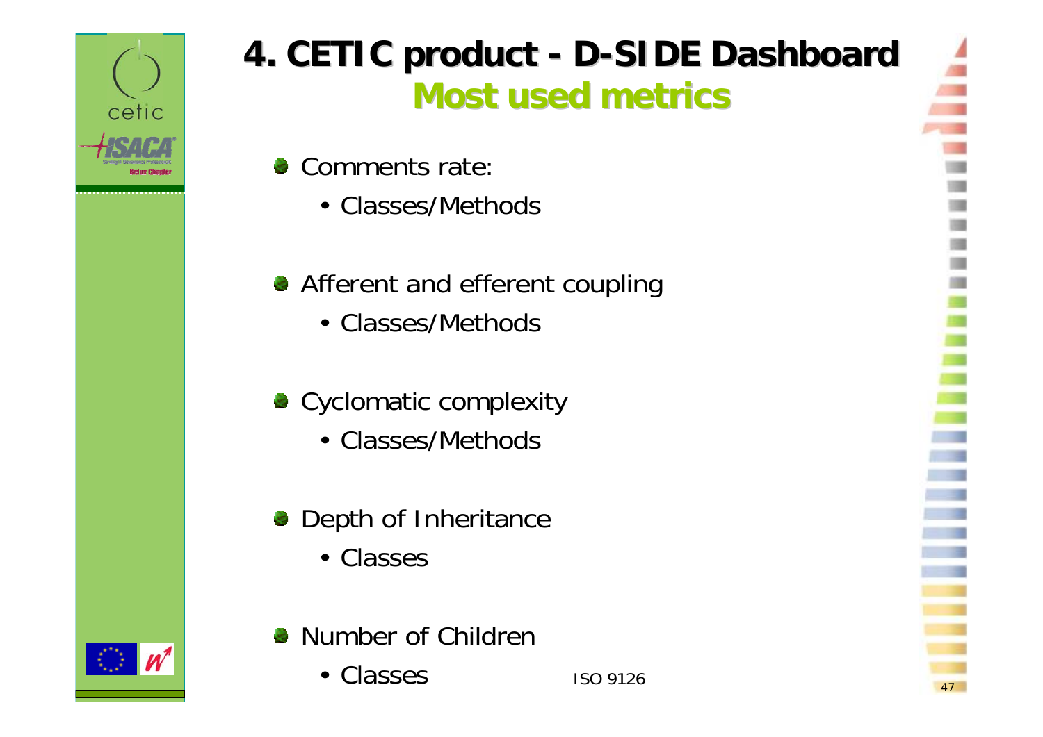# 4. CETIC product - D-SIDE Dashboard

## Most used metrics

- Comments rate:
  - Classes/Methods
- Afferent and efferent coupling
  - Classes/Methods
- Cyclomatic complexity
  - Classes/Methods
- Depth of Inheritance
  - Classes
- Number of Children
  - Classes

ISO 9126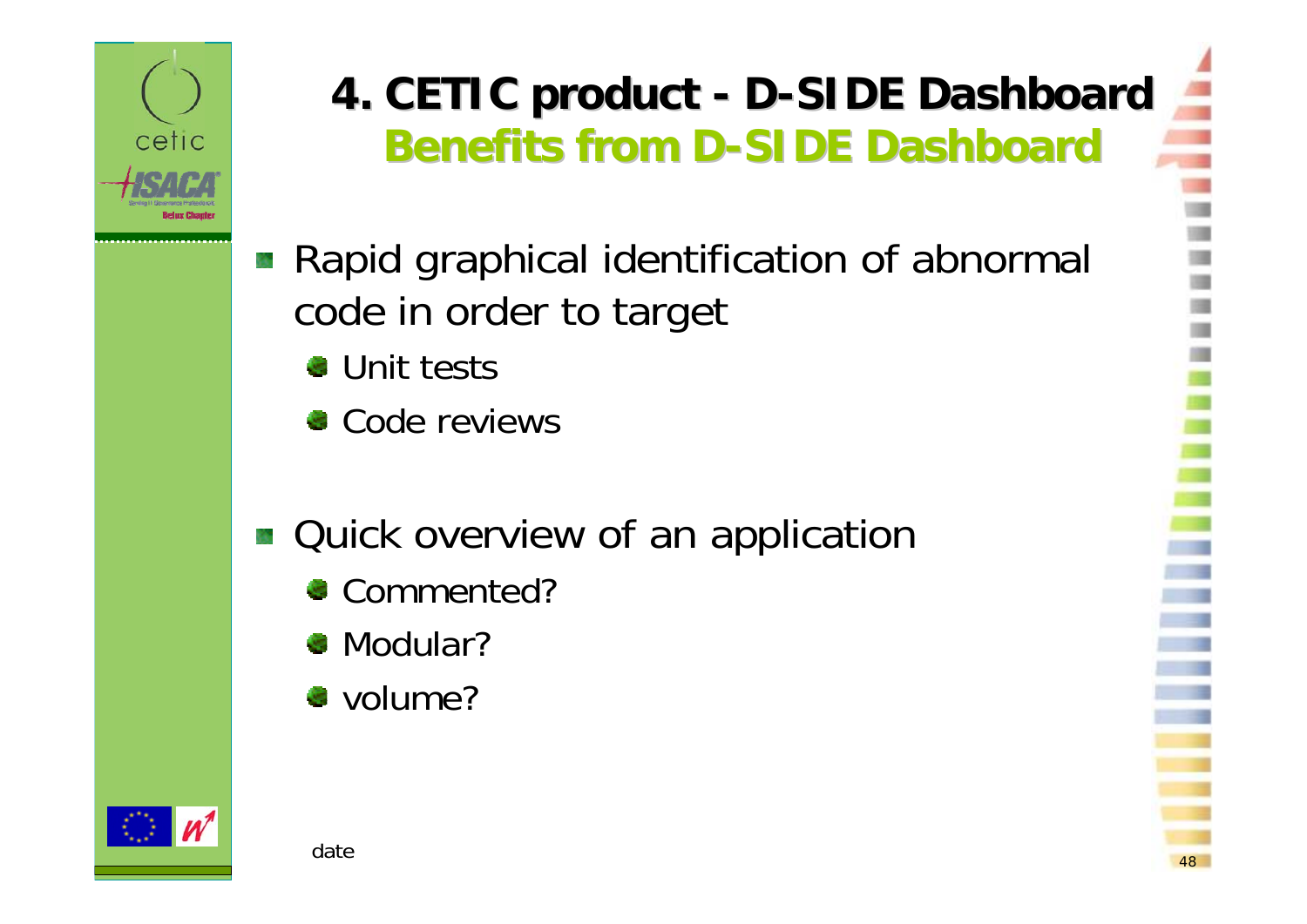# 4. CETIC product - D-SIDE Dashboard

## Benefits from D-SIDE Dashboard

- Rapid graphical identification of abnormal code in order to target
  - Unit tests
  - Code reviews
- Quick overview of an application
  - Commented?
  - Modular?
  - volume?

date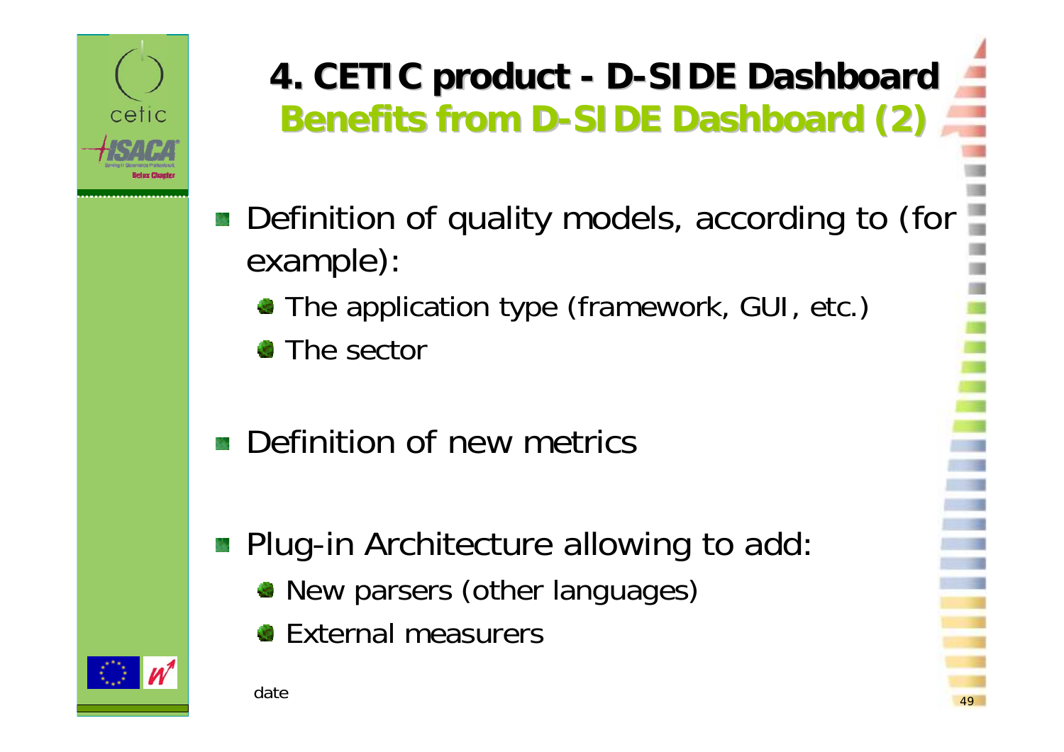# 4. CETIC product - D-SIDE Dashboard

## Benefits from D-SIDE Dashboard (2)

- Definition of quality models, according to (for example):
  - The application type (framework, GUI, etc.)
  - The sector
- Definition of new metrics
- Plug-in Architecture allowing to add:
  - New parsers (other languages)
  - External measurers